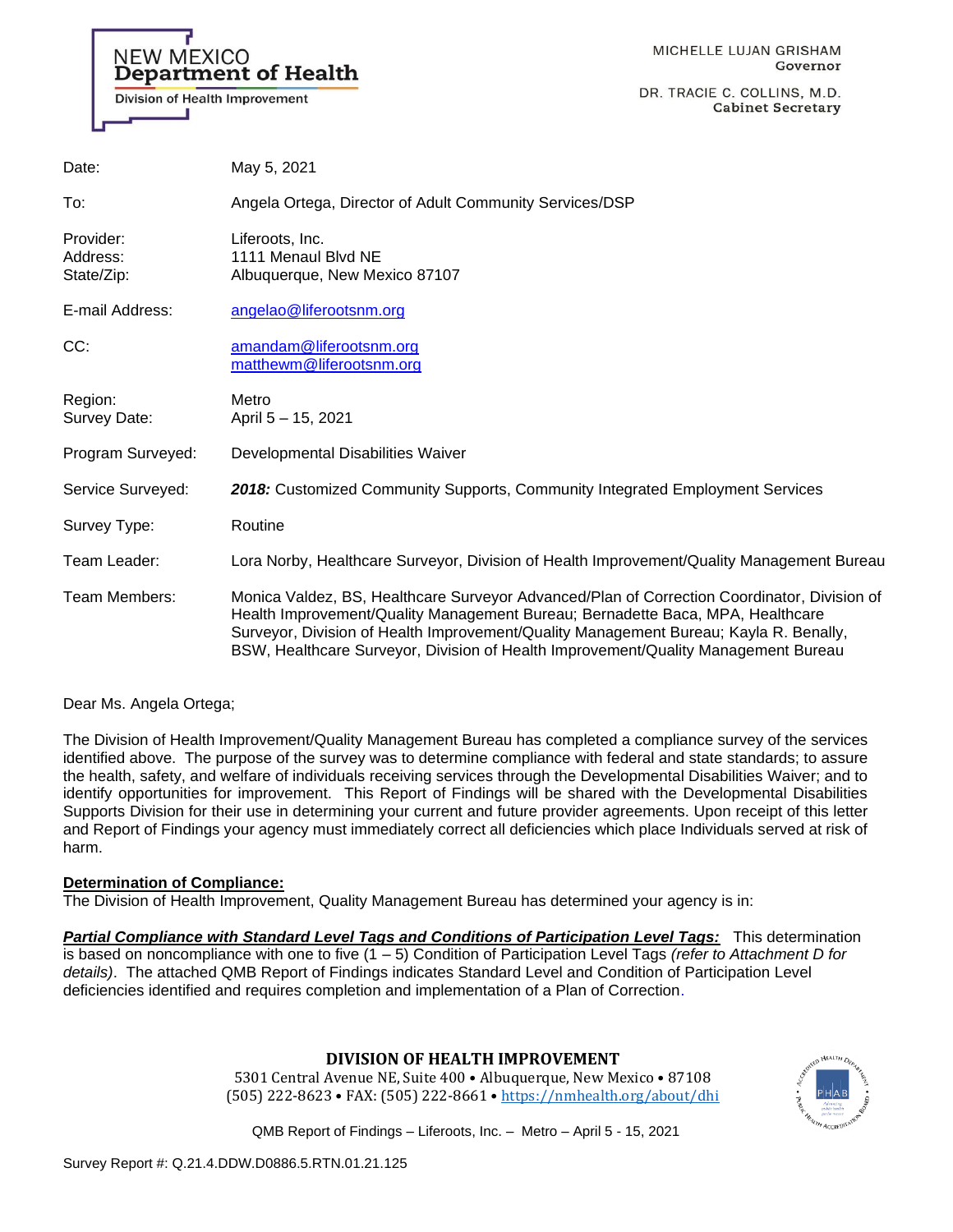NEW MEXICO
**Department of Health**
Division of Health Improvement

MICHELLE LUJAN GRISHAM
**Governor**

DR. TRACIE C. COLLINS, M.D.
**Cabinet Secretary**

| | |
|---|---|
| Date: | May 5, 2021 |
| To: | Angela Ortega, Director of Adult Community Services/DSP |
| Provider:<br>Address:<br>State/Zip: | Liferoots, Inc.<br>1111 Menaul Blvd NE<br>Albuquerque, New Mexico 87107 |
| E-mail Address: | angelao@liferootsnm.org |
| CC: | amandam@liferootsnm.org<br>matthewm@liferootsnm.org |
| Region:<br>Survey Date: | Metro<br>April 5 – 15, 2021 |
| Program Surveyed: | Developmental Disabilities Waiver |
| Service Surveyed: | ***2018:*** Customized Community Supports, Community Integrated Employment Services |
| Survey Type: | Routine |
| Team Leader: | Lora Norby, Healthcare Surveyor, Division of Health Improvement/Quality Management Bureau |
| Team Members: | Monica Valdez, BS, Healthcare Surveyor Advanced/Plan of Correction Coordinator, Division of Health Improvement/Quality Management Bureau; Bernadette Baca, MPA, Healthcare Surveyor, Division of Health Improvement/Quality Management Bureau; Kayla R. Benally, BSW, Healthcare Surveyor, Division of Health Improvement/Quality Management Bureau |

Dear Ms. Angela Ortega;

The Division of Health Improvement/Quality Management Bureau has completed a compliance survey of the services identified above. The purpose of the survey was to determine compliance with federal and state standards; to assure the health, safety, and welfare of individuals receiving services through the Developmental Disabilities Waiver; and to identify opportunities for improvement. This Report of Findings will be shared with the Developmental Disabilities Supports Division for their use in determining your current and future provider agreements. Upon receipt of this letter and Report of Findings your agency must immediately correct all deficiencies which place Individuals served at risk of harm.

**Determination of Compliance:**

The Division of Health Improvement, Quality Management Bureau has determined your agency is in:

***Partial Compliance with Standard Level Tags and Conditions of Participation Level Tags:*** This determination is based on noncompliance with one to five (1 – 5) Condition of Participation Level Tags *(refer to Attachment D for details)*. The attached QMB Report of Findings indicates Standard Level and Condition of Participation Level deficiencies identified and requires completion and implementation of a Plan of Correction.

**DIVISION OF HEALTH IMPROVEMENT**
5301 Central Avenue NE, Suite 400 • Albuquerque, New Mexico • 87108
(505) 222-8623 • FAX: (505) 222-8661 • https://nmhealth.org/about/dhi

QMB Report of Findings – Liferoots, Inc. – Metro – April 5 - 15, 2021

Survey Report #: Q.21.4.DDW.D0886.5.RTN.01.21.125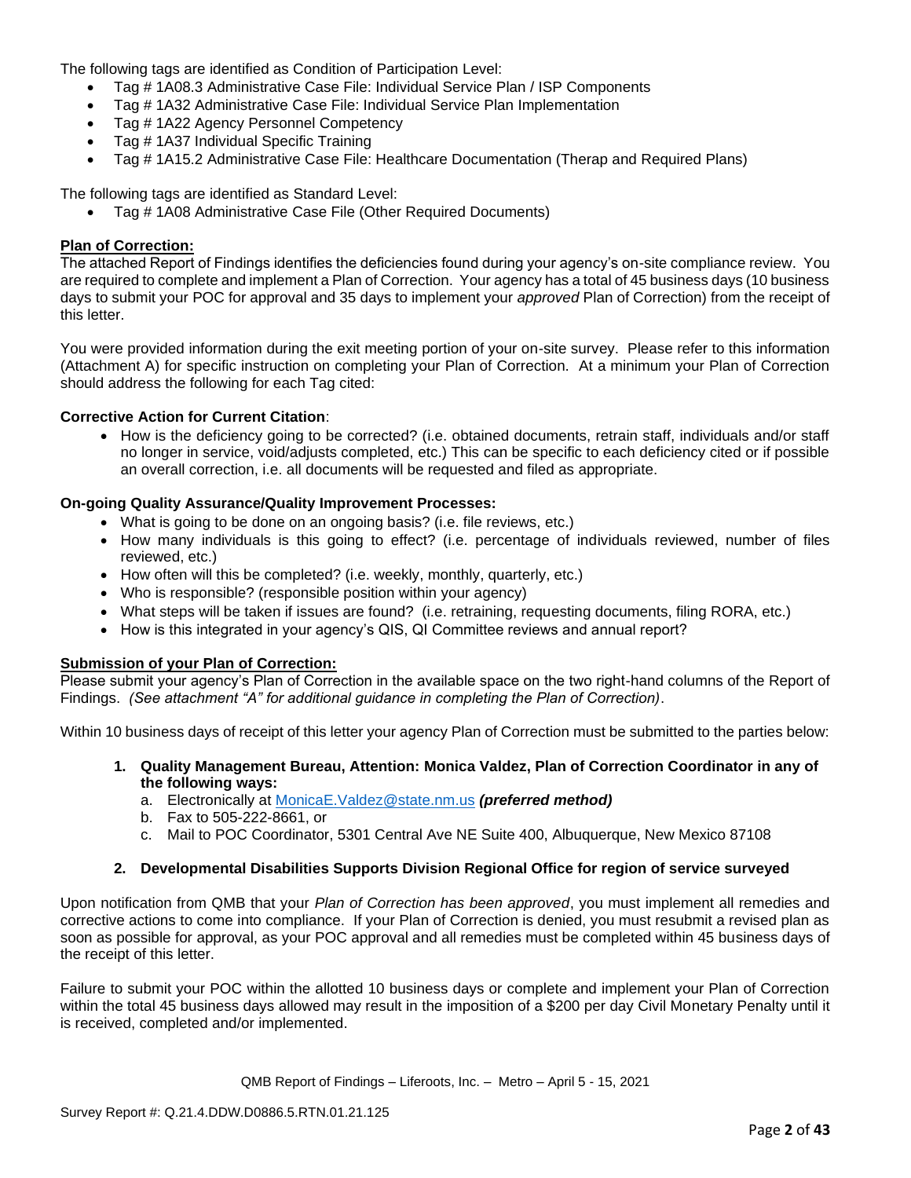The following tags are identified as Condition of Participation Level:

- Tag # 1A08.3 Administrative Case File: Individual Service Plan / ISP Components
- Tag # 1A32 Administrative Case File: Individual Service Plan Implementation
- Tag # 1A22 Agency Personnel Competency
- Tag # 1A37 Individual Specific Training
- Tag # 1A15.2 Administrative Case File: Healthcare Documentation (Therap and Required Plans)

The following tags are identified as Standard Level:

- Tag # 1A08 Administrative Case File (Other Required Documents)

**Plan of Correction:**

The attached Report of Findings identifies the deficiencies found during your agency's on-site compliance review. You are required to complete and implement a Plan of Correction. Your agency has a total of 45 business days (10 business days to submit your POC for approval and 35 days to implement your *approved* Plan of Correction) from the receipt of this letter.

You were provided information during the exit meeting portion of your on-site survey. Please refer to this information (Attachment A) for specific instruction on completing your Plan of Correction. At a minimum your Plan of Correction should address the following for each Tag cited:

**Corrective Action for Current Citation**:

- How is the deficiency going to be corrected? (i.e. obtained documents, retrain staff, individuals and/or staff no longer in service, void/adjusts completed, etc.) This can be specific to each deficiency cited or if possible an overall correction, i.e. all documents will be requested and filed as appropriate.

**On-going Quality Assurance/Quality Improvement Processes:**

- What is going to be done on an ongoing basis? (i.e. file reviews, etc.)
- How many individuals is this going to effect? (i.e. percentage of individuals reviewed, number of files reviewed, etc.)
- How often will this be completed? (i.e. weekly, monthly, quarterly, etc.)
- Who is responsible? (responsible position within your agency)
- What steps will be taken if issues are found? (i.e. retraining, requesting documents, filing RORA, etc.)
- How is this integrated in your agency's QIS, QI Committee reviews and annual report?

**Submission of your Plan of Correction:**

Please submit your agency's Plan of Correction in the available space on the two right-hand columns of the Report of Findings. *(See attachment "A" for additional guidance in completing the Plan of Correction)*.

Within 10 business days of receipt of this letter your agency Plan of Correction must be submitted to the parties below:

1. **Quality Management Bureau, Attention: Monica Valdez, Plan of Correction Coordinator in any of the following ways:**
   a. Electronically at MonicaE.Valdez@state.nm.us ***(preferred method)***
   b. Fax to 505-222-8661, or
   c. Mail to POC Coordinator, 5301 Central Ave NE Suite 400, Albuquerque, New Mexico 87108

2. **Developmental Disabilities Supports Division Regional Office for region of service surveyed**

Upon notification from QMB that your *Plan of Correction has been approved*, you must implement all remedies and corrective actions to come into compliance. If your Plan of Correction is denied, you must resubmit a revised plan as soon as possible for approval, as your POC approval and all remedies must be completed within 45 business days of the receipt of this letter.

Failure to submit your POC within the allotted 10 business days or complete and implement your Plan of Correction within the total 45 business days allowed may result in the imposition of a $200 per day Civil Monetary Penalty until it is received, completed and/or implemented.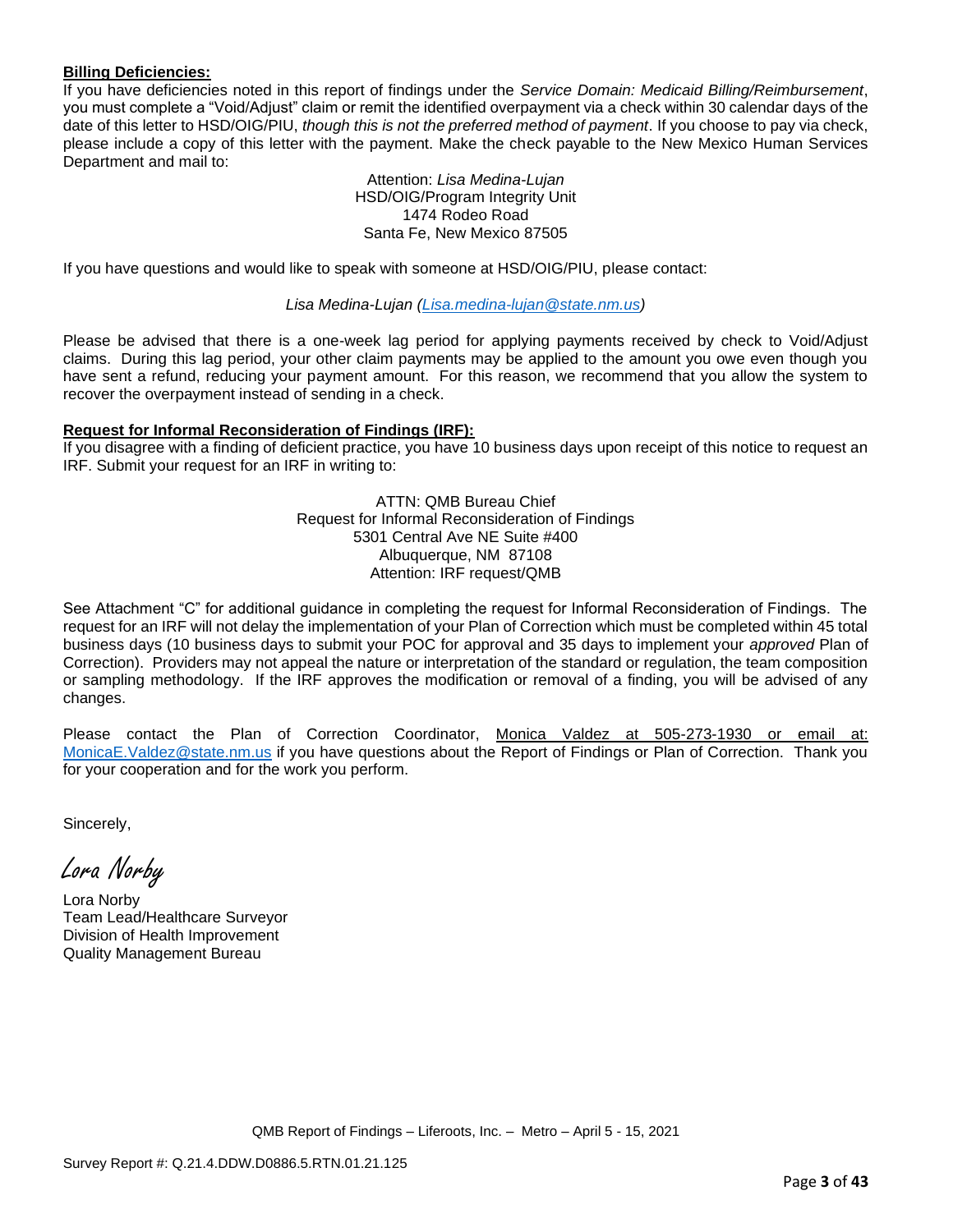**Billing Deficiencies:**

If you have deficiencies noted in this report of findings under the *Service Domain: Medicaid Billing/Reimbursement*, you must complete a "Void/Adjust" claim or remit the identified overpayment via a check within 30 calendar days of the date of this letter to HSD/OIG/PIU, *though this is not the preferred method of payment*. If you choose to pay via check, please include a copy of this letter with the payment. Make the check payable to the New Mexico Human Services Department and mail to:

Attention: *Lisa Medina-Lujan*
HSD/OIG/Program Integrity Unit
1474 Rodeo Road
Santa Fe, New Mexico 87505

If you have questions and would like to speak with someone at HSD/OIG/PIU, please contact:

*Lisa Medina-Lujan (Lisa.medina-lujan@state.nm.us)*

Please be advised that there is a one-week lag period for applying payments received by check to Void/Adjust claims. During this lag period, your other claim payments may be applied to the amount you owe even though you have sent a refund, reducing your payment amount. For this reason, we recommend that you allow the system to recover the overpayment instead of sending in a check.

**Request for Informal Reconsideration of Findings (IRF):**

If you disagree with a finding of deficient practice, you have 10 business days upon receipt of this notice to request an IRF. Submit your request for an IRF in writing to:

ATTN: QMB Bureau Chief
Request for Informal Reconsideration of Findings
5301 Central Ave NE Suite #400
Albuquerque, NM 87108
Attention: IRF request/QMB

See Attachment "C" for additional guidance in completing the request for Informal Reconsideration of Findings. The request for an IRF will not delay the implementation of your Plan of Correction which must be completed within 45 total business days (10 business days to submit your POC for approval and 35 days to implement your *approved* Plan of Correction). Providers may not appeal the nature or interpretation of the standard or regulation, the team composition or sampling methodology. If the IRF approves the modification or removal of a finding, you will be advised of any changes.

Please contact the Plan of Correction Coordinator, Monica Valdez at 505-273-1930 or email at: MonicaE.Valdez@state.nm.us if you have questions about the Report of Findings or Plan of Correction. Thank you for your cooperation and for the work you perform.

Sincerely,

*Lora Norby*

Lora Norby
Team Lead/Healthcare Surveyor
Division of Health Improvement
Quality Management Bureau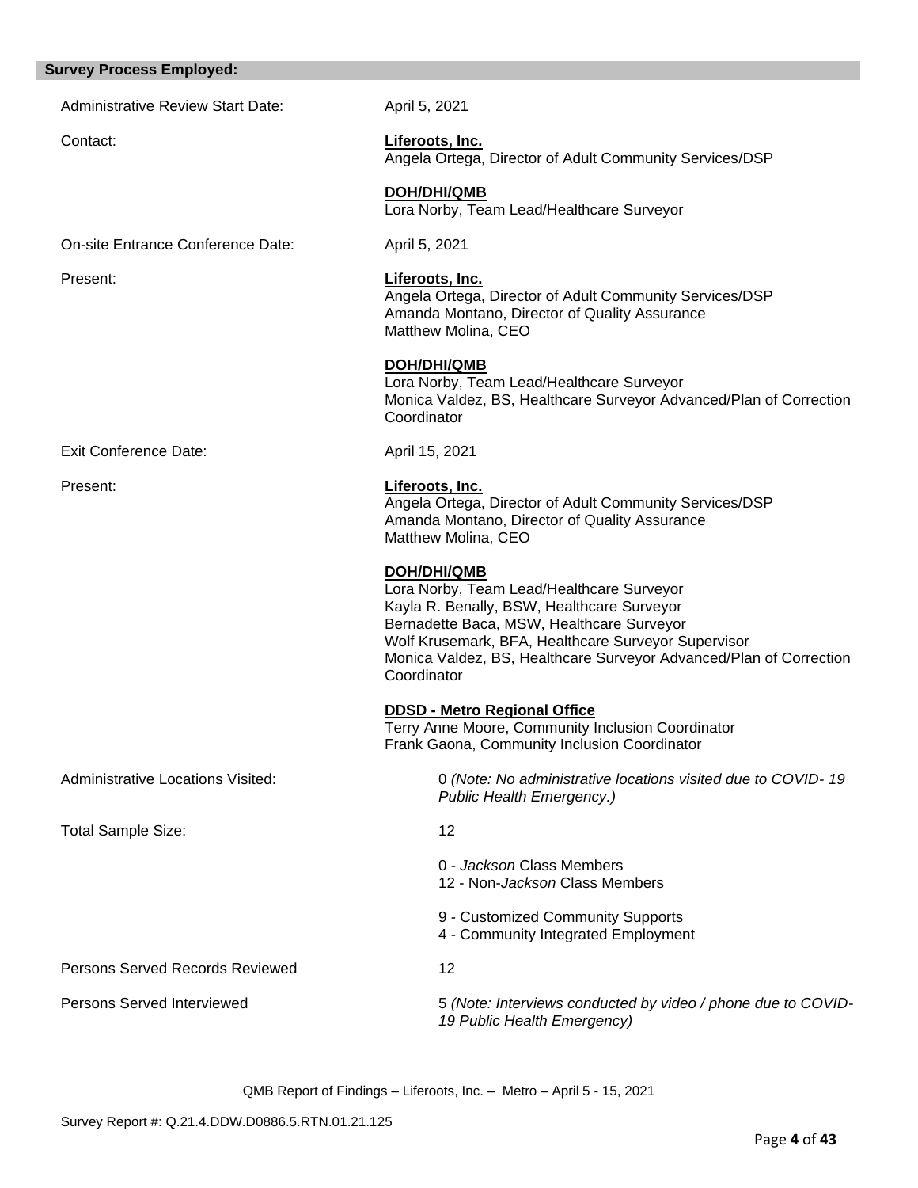## Survey Process Employed:

| | |
|---|---|
| Administrative Review Start Date: | April 5, 2021 |
| Contact: | **Liferoots, Inc.**<br>Angela Ortega, Director of Adult Community Services/DSP<br><br>**DOH/DHI/QMB**<br>Lora Norby, Team Lead/Healthcare Surveyor |
| On-site Entrance Conference Date: | April 5, 2021 |
| Present: | **Liferoots, Inc.**<br>Angela Ortega, Director of Adult Community Services/DSP<br>Amanda Montano, Director of Quality Assurance<br>Matthew Molina, CEO<br><br>**DOH/DHI/QMB**<br>Lora Norby, Team Lead/Healthcare Surveyor<br>Monica Valdez, BS, Healthcare Surveyor Advanced/Plan of Correction Coordinator |
| Exit Conference Date: | April 15, 2021 |
| Present: | **Liferoots, Inc.**<br>Angela Ortega, Director of Adult Community Services/DSP<br>Amanda Montano, Director of Quality Assurance<br>Matthew Molina, CEO<br><br>**DOH/DHI/QMB**<br>Lora Norby, Team Lead/Healthcare Surveyor<br>Kayla R. Benally, BSW, Healthcare Surveyor<br>Bernadette Baca, MSW, Healthcare Surveyor<br>Wolf Krusemark, BFA, Healthcare Surveyor Supervisor<br>Monica Valdez, BS, Healthcare Surveyor Advanced/Plan of Correction Coordinator<br><br>**DDSD - Metro Regional Office**<br>Terry Anne Moore, Community Inclusion Coordinator<br>Frank Gaona, Community Inclusion Coordinator |
| Administrative Locations Visited: | 0 *(Note: No administrative locations visited due to COVID- 19 Public Health Emergency.)* |
| Total Sample Size: | 12<br><br>0 - *Jackson* Class Members<br>12 - Non-*Jackson* Class Members<br><br>9 - Customized Community Supports<br>4 - Community Integrated Employment |
| Persons Served Records Reviewed | 12 |
| Persons Served Interviewed | 5 *(Note: Interviews conducted by video / phone due to COVID-19 Public Health Emergency)* |

QMB Report of Findings – Liferoots, Inc. – Metro – April 5 - 15, 2021

Survey Report #: Q.21.4.DDW.D0886.5.RTN.01.21.125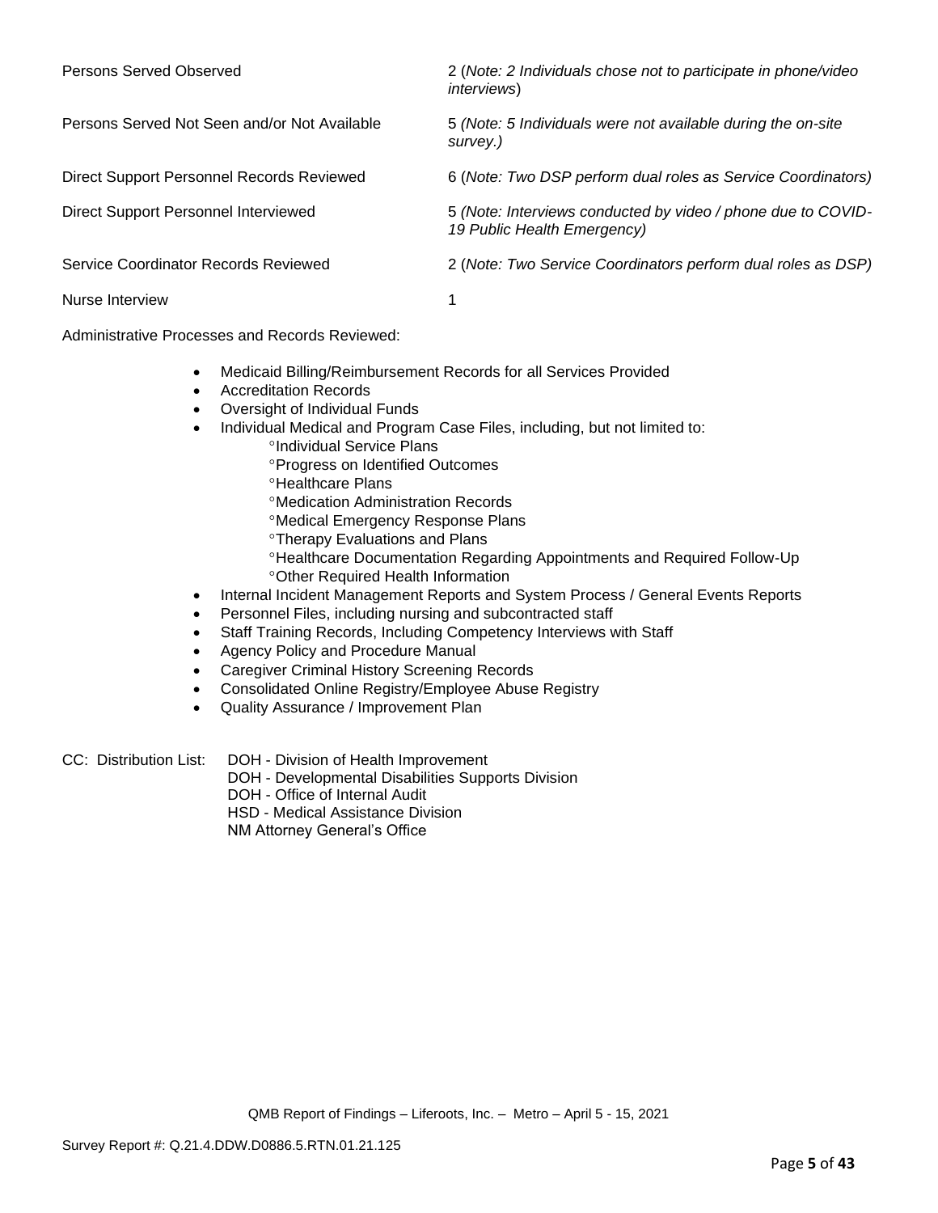Persons Served Observed 2 (*Note: 2 Individuals chose not to participate in phone/video interviews*)

Persons Served Not Seen and/or Not Available 5 *(Note: 5 Individuals were not available during the on-site survey.)*

Direct Support Personnel Records Reviewed 6 (*Note: Two DSP perform dual roles as Service Coordinators)*

Direct Support Personnel Interviewed 5 *(Note: Interviews conducted by video / phone due to COVID-19 Public Health Emergency)*

Service Coordinator Records Reviewed 2 (*Note: Two Service Coordinators perform dual roles as DSP)*

Nurse Interview 1

Administrative Processes and Records Reviewed:

- Medicaid Billing/Reimbursement Records for all Services Provided
- Accreditation Records
- Oversight of Individual Funds
- Individual Medical and Program Case Files, including, but not limited to:
    - °Individual Service Plans
    - °Progress on Identified Outcomes
    - °Healthcare Plans
    - °Medication Administration Records
    - °Medical Emergency Response Plans
    - °Therapy Evaluations and Plans
    - °Healthcare Documentation Regarding Appointments and Required Follow-Up
    - °Other Required Health Information
- Internal Incident Management Reports and System Process / General Events Reports
- Personnel Files, including nursing and subcontracted staff
- Staff Training Records, Including Competency Interviews with Staff
- Agency Policy and Procedure Manual
- Caregiver Criminal History Screening Records
- Consolidated Online Registry/Employee Abuse Registry
- Quality Assurance / Improvement Plan

CC: Distribution List: DOH - Division of Health Improvement
DOH - Developmental Disabilities Supports Division
DOH - Office of Internal Audit
HSD - Medical Assistance Division
NM Attorney General's Office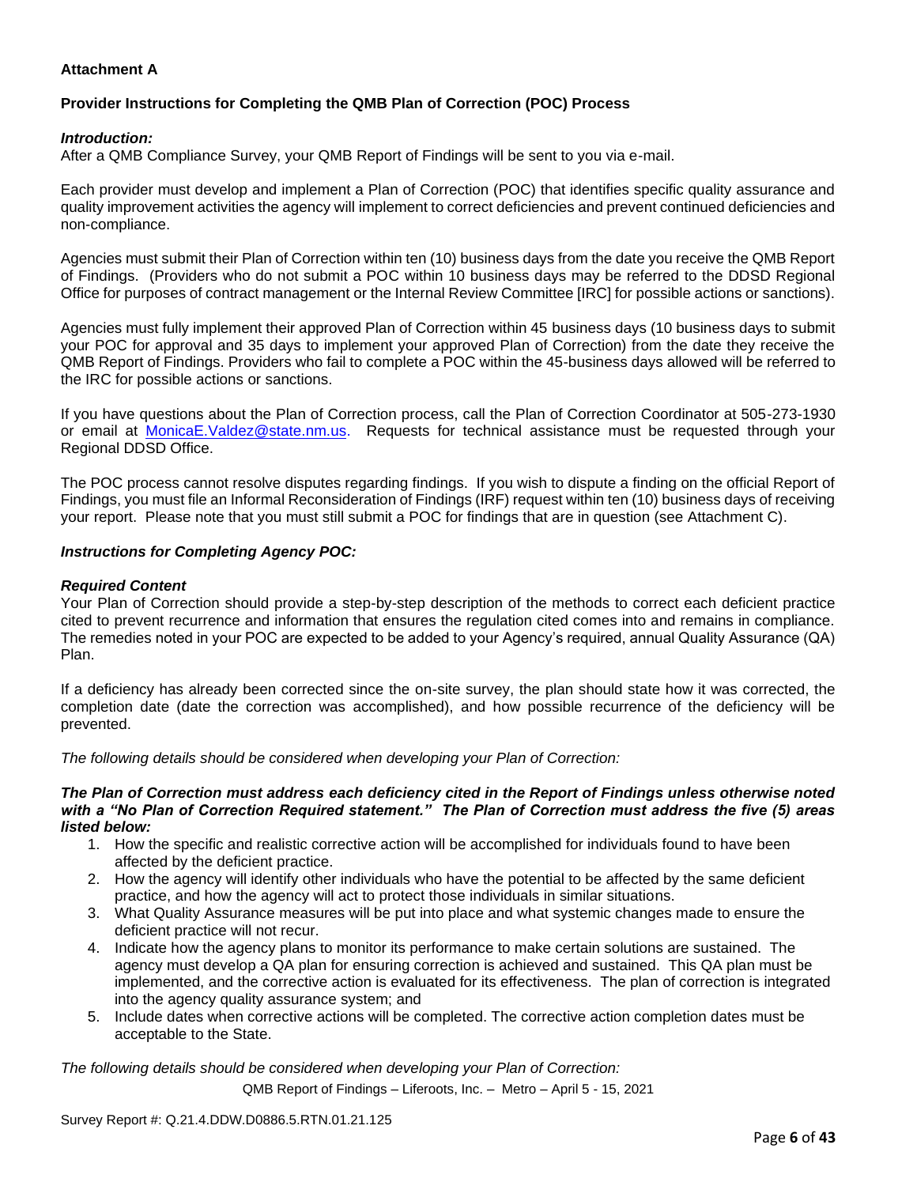**Attachment A**

**Provider Instructions for Completing the QMB Plan of Correction (POC) Process**

***Introduction:***
After a QMB Compliance Survey, your QMB Report of Findings will be sent to you via e-mail.

Each provider must develop and implement a Plan of Correction (POC) that identifies specific quality assurance and quality improvement activities the agency will implement to correct deficiencies and prevent continued deficiencies and non-compliance.

Agencies must submit their Plan of Correction within ten (10) business days from the date you receive the QMB Report of Findings. (Providers who do not submit a POC within 10 business days may be referred to the DDSD Regional Office for purposes of contract management or the Internal Review Committee [IRC] for possible actions or sanctions).

Agencies must fully implement their approved Plan of Correction within 45 business days (10 business days to submit your POC for approval and 35 days to implement your approved Plan of Correction) from the date they receive the QMB Report of Findings. Providers who fail to complete a POC within the 45-business days allowed will be referred to the IRC for possible actions or sanctions.

If you have questions about the Plan of Correction process, call the Plan of Correction Coordinator at 505-273-1930 or email at MonicaE.Valdez@state.nm.us. Requests for technical assistance must be requested through your Regional DDSD Office.

The POC process cannot resolve disputes regarding findings. If you wish to dispute a finding on the official Report of Findings, you must file an Informal Reconsideration of Findings (IRF) request within ten (10) business days of receiving your report. Please note that you must still submit a POC for findings that are in question (see Attachment C).

***Instructions for Completing Agency POC:***

***Required Content***
Your Plan of Correction should provide a step-by-step description of the methods to correct each deficient practice cited to prevent recurrence and information that ensures the regulation cited comes into and remains in compliance. The remedies noted in your POC are expected to be added to your Agency's required, annual Quality Assurance (QA) Plan.

If a deficiency has already been corrected since the on-site survey, the plan should state how it was corrected, the completion date (date the correction was accomplished), and how possible recurrence of the deficiency will be prevented.

*The following details should be considered when developing your Plan of Correction:*

***The Plan of Correction must address each deficiency cited in the Report of Findings unless otherwise noted with a "No Plan of Correction Required statement." The Plan of Correction must address the five (5) areas listed below:***

1. How the specific and realistic corrective action will be accomplished for individuals found to have been affected by the deficient practice.
2. How the agency will identify other individuals who have the potential to be affected by the same deficient practice, and how the agency will act to protect those individuals in similar situations.
3. What Quality Assurance measures will be put into place and what systemic changes made to ensure the deficient practice will not recur.
4. Indicate how the agency plans to monitor its performance to make certain solutions are sustained. The agency must develop a QA plan for ensuring correction is achieved and sustained. This QA plan must be implemented, and the corrective action is evaluated for its effectiveness. The plan of correction is integrated into the agency quality assurance system; and
5. Include dates when corrective actions will be completed. The corrective action completion dates must be acceptable to the State.

*The following details should be considered when developing your Plan of Correction:*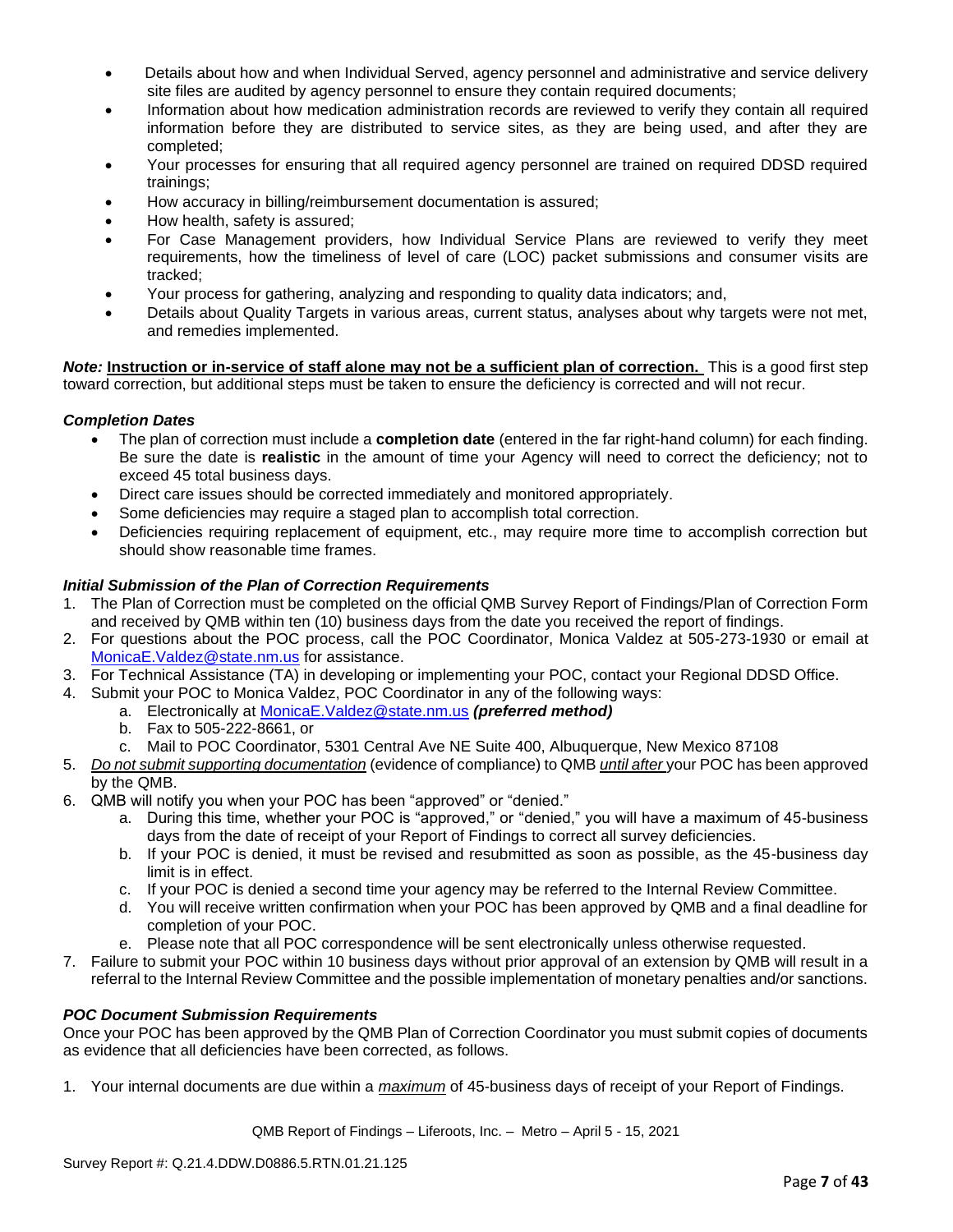- Details about how and when Individual Served, agency personnel and administrative and service delivery site files are audited by agency personnel to ensure they contain required documents;
- Information about how medication administration records are reviewed to verify they contain all required information before they are distributed to service sites, as they are being used, and after they are completed;
- Your processes for ensuring that all required agency personnel are trained on required DDSD required trainings;
- How accuracy in billing/reimbursement documentation is assured;
- How health, safety is assured;
- For Case Management providers, how Individual Service Plans are reviewed to verify they meet requirements, how the timeliness of level of care (LOC) packet submissions and consumer visits are tracked;
- Your process for gathering, analyzing and responding to quality data indicators; and,
- Details about Quality Targets in various areas, current status, analyses about why targets were not met, and remedies implemented.

***Note:*** **Instruction or in-service of staff alone may not be a sufficient plan of correction.** This is a good first step toward correction, but additional steps must be taken to ensure the deficiency is corrected and will not recur.

### *Completion Dates*

- The plan of correction must include a **completion date** (entered in the far right-hand column) for each finding. Be sure the date is **realistic** in the amount of time your Agency will need to correct the deficiency; not to exceed 45 total business days.
- Direct care issues should be corrected immediately and monitored appropriately.
- Some deficiencies may require a staged plan to accomplish total correction.
- Deficiencies requiring replacement of equipment, etc., may require more time to accomplish correction but should show reasonable time frames.

### *Initial Submission of the Plan of Correction Requirements*

1. The Plan of Correction must be completed on the official QMB Survey Report of Findings/Plan of Correction Form and received by QMB within ten (10) business days from the date you received the report of findings.
2. For questions about the POC process, call the POC Coordinator, Monica Valdez at 505-273-1930 or email at MonicaE.Valdez@state.nm.us for assistance.
3. For Technical Assistance (TA) in developing or implementing your POC, contact your Regional DDSD Office.
4. Submit your POC to Monica Valdez, POC Coordinator in any of the following ways:
   a. Electronically at MonicaE.Valdez@state.nm.us ***(preferred method)***
   b. Fax to 505-222-8661, or
   c. Mail to POC Coordinator, 5301 Central Ave NE Suite 400, Albuquerque, New Mexico 87108
5. *Do not submit supporting documentation* (evidence of compliance) to QMB *until after* your POC has been approved by the QMB.
6. QMB will notify you when your POC has been "approved" or "denied."
   a. During this time, whether your POC is "approved," or "denied," you will have a maximum of 45-business days from the date of receipt of your Report of Findings to correct all survey deficiencies.
   b. If your POC is denied, it must be revised and resubmitted as soon as possible, as the 45-business day limit is in effect.
   c. If your POC is denied a second time your agency may be referred to the Internal Review Committee.
   d. You will receive written confirmation when your POC has been approved by QMB and a final deadline for completion of your POC.
   e. Please note that all POC correspondence will be sent electronically unless otherwise requested.
7. Failure to submit your POC within 10 business days without prior approval of an extension by QMB will result in a referral to the Internal Review Committee and the possible implementation of monetary penalties and/or sanctions.

### *POC Document Submission Requirements*

Once your POC has been approved by the QMB Plan of Correction Coordinator you must submit copies of documents as evidence that all deficiencies have been corrected, as follows.

1. Your internal documents are due within a *maximum* of 45-business days of receipt of your Report of Findings.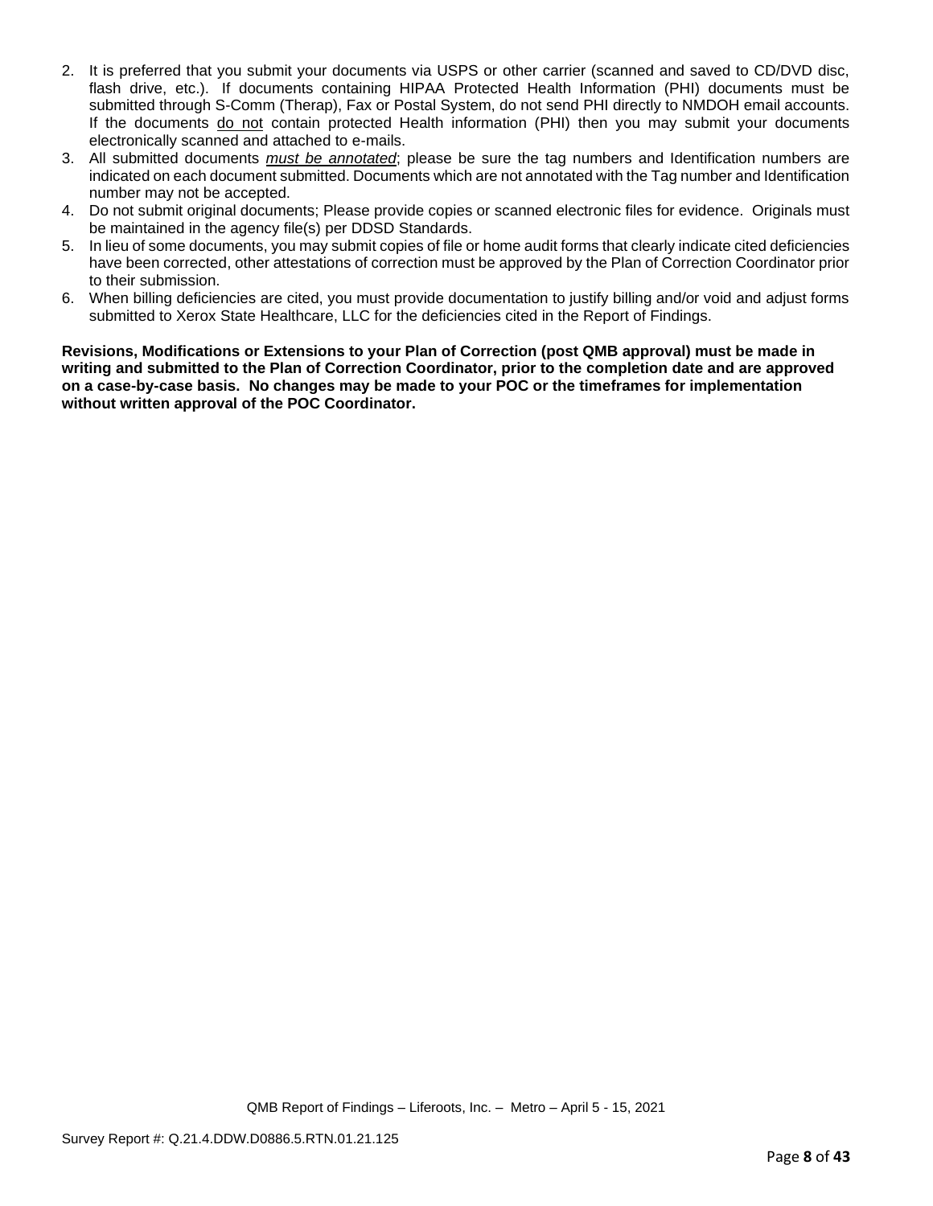2. It is preferred that you submit your documents via USPS or other carrier (scanned and saved to CD/DVD disc, flash drive, etc.). If documents containing HIPAA Protected Health Information (PHI) documents must be submitted through S-Comm (Therap), Fax or Postal System, do not send PHI directly to NMDOH email accounts. If the documents do not contain protected Health information (PHI) then you may submit your documents electronically scanned and attached to e-mails.
3. All submitted documents ***must be annotated***; please be sure the tag numbers and Identification numbers are indicated on each document submitted. Documents which are not annotated with the Tag number and Identification number may not be accepted.
4. Do not submit original documents; Please provide copies or scanned electronic files for evidence. Originals must be maintained in the agency file(s) per DDSD Standards.
5. In lieu of some documents, you may submit copies of file or home audit forms that clearly indicate cited deficiencies have been corrected, other attestations of correction must be approved by the Plan of Correction Coordinator prior to their submission.
6. When billing deficiencies are cited, you must provide documentation to justify billing and/or void and adjust forms submitted to Xerox State Healthcare, LLC for the deficiencies cited in the Report of Findings.

**Revisions, Modifications or Extensions to your Plan of Correction (post QMB approval) must be made in writing and submitted to the Plan of Correction Coordinator, prior to the completion date and are approved on a case-by-case basis. No changes may be made to your POC or the timeframes for implementation without written approval of the POC Coordinator.**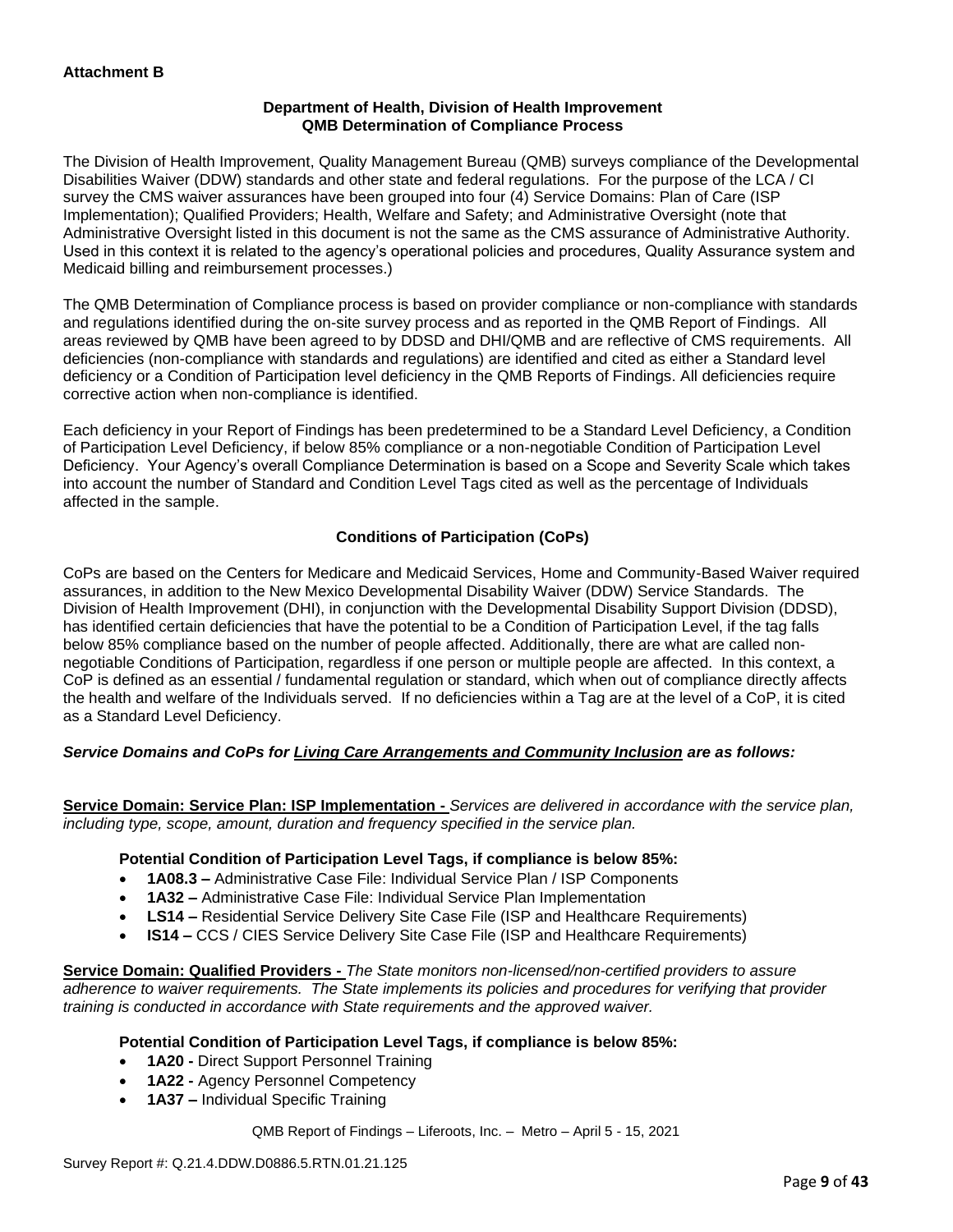**Attachment B**

**Department of Health, Division of Health Improvement**
**QMB Determination of Compliance Process**

The Division of Health Improvement, Quality Management Bureau (QMB) surveys compliance of the Developmental Disabilities Waiver (DDW) standards and other state and federal regulations. For the purpose of the LCA / CI survey the CMS waiver assurances have been grouped into four (4) Service Domains: Plan of Care (ISP Implementation); Qualified Providers; Health, Welfare and Safety; and Administrative Oversight (note that Administrative Oversight listed in this document is not the same as the CMS assurance of Administrative Authority. Used in this context it is related to the agency's operational policies and procedures, Quality Assurance system and Medicaid billing and reimbursement processes.)

The QMB Determination of Compliance process is based on provider compliance or non-compliance with standards and regulations identified during the on-site survey process and as reported in the QMB Report of Findings. All areas reviewed by QMB have been agreed to by DDSD and DHI/QMB and are reflective of CMS requirements. All deficiencies (non-compliance with standards and regulations) are identified and cited as either a Standard level deficiency or a Condition of Participation level deficiency in the QMB Reports of Findings. All deficiencies require corrective action when non-compliance is identified.

Each deficiency in your Report of Findings has been predetermined to be a Standard Level Deficiency, a Condition of Participation Level Deficiency, if below 85% compliance or a non-negotiable Condition of Participation Level Deficiency. Your Agency's overall Compliance Determination is based on a Scope and Severity Scale which takes into account the number of Standard and Condition Level Tags cited as well as the percentage of Individuals affected in the sample.

**Conditions of Participation (CoPs)**

CoPs are based on the Centers for Medicare and Medicaid Services, Home and Community-Based Waiver required assurances, in addition to the New Mexico Developmental Disability Waiver (DDW) Service Standards. The Division of Health Improvement (DHI), in conjunction with the Developmental Disability Support Division (DDSD), has identified certain deficiencies that have the potential to be a Condition of Participation Level, if the tag falls below 85% compliance based on the number of people affected. Additionally, there are what are called non-negotiable Conditions of Participation, regardless if one person or multiple people are affected. In this context, a CoP is defined as an essential / fundamental regulation or standard, which when out of compliance directly affects the health and welfare of the Individuals served. If no deficiencies within a Tag are at the level of a CoP, it is cited as a Standard Level Deficiency.

***Service Domains and CoPs for Living Care Arrangements and Community Inclusion are as follows:***

**Service Domain: Service Plan: ISP Implementation -** *Services are delivered in accordance with the service plan, including type, scope, amount, duration and frequency specified in the service plan.*

**Potential Condition of Participation Level Tags, if compliance is below 85%:**

- **1A08.3 –** Administrative Case File: Individual Service Plan / ISP Components
- **1A32 –** Administrative Case File: Individual Service Plan Implementation
- **LS14 –** Residential Service Delivery Site Case File (ISP and Healthcare Requirements)
- **IS14 –** CCS / CIES Service Delivery Site Case File (ISP and Healthcare Requirements)

**Service Domain: Qualified Providers -** *The State monitors non-licensed/non-certified providers to assure adherence to waiver requirements. The State implements its policies and procedures for verifying that provider training is conducted in accordance with State requirements and the approved waiver.*

**Potential Condition of Participation Level Tags, if compliance is below 85%:**

- **1A20 -** Direct Support Personnel Training
- **1A22 -** Agency Personnel Competency
- **1A37 –** Individual Specific Training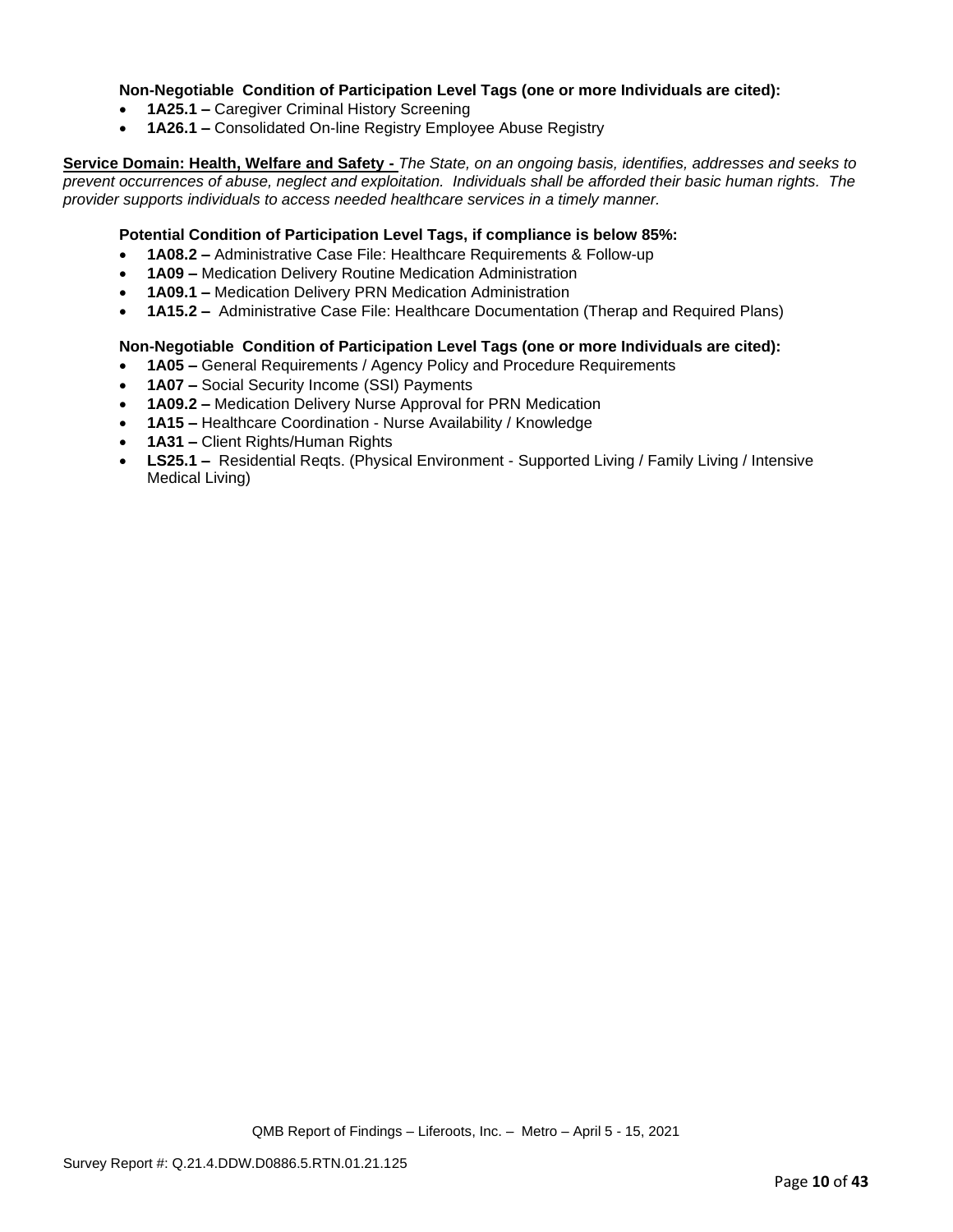**Non-Negotiable  Condition of Participation Level Tags (one or more Individuals are cited):**

- **1A25.1 –** Caregiver Criminal History Screening
- **1A26.1 –** Consolidated On-line Registry Employee Abuse Registry

**Service Domain: Health, Welfare and Safety -** *The State, on an ongoing basis, identifies, addresses and seeks to prevent occurrences of abuse, neglect and exploitation.  Individuals shall be afforded their basic human rights.  The provider supports individuals to access needed healthcare services in a timely manner.*

**Potential Condition of Participation Level Tags, if compliance is below 85%:**

- **1A08.2 –** Administrative Case File: Healthcare Requirements & Follow-up
- **1A09 –** Medication Delivery Routine Medication Administration
- **1A09.1 –** Medication Delivery PRN Medication Administration
- **1A15.2 –**  Administrative Case File: Healthcare Documentation (Therap and Required Plans)

**Non-Negotiable  Condition of Participation Level Tags (one or more Individuals are cited):**

- **1A05 –** General Requirements / Agency Policy and Procedure Requirements
- **1A07 –** Social Security Income (SSI) Payments
- **1A09.2 –** Medication Delivery Nurse Approval for PRN Medication
- **1A15 –** Healthcare Coordination - Nurse Availability / Knowledge
- **1A31 –** Client Rights/Human Rights
- **LS25.1 –**  Residential Reqts. (Physical Environment - Supported Living / Family Living / Intensive Medical Living)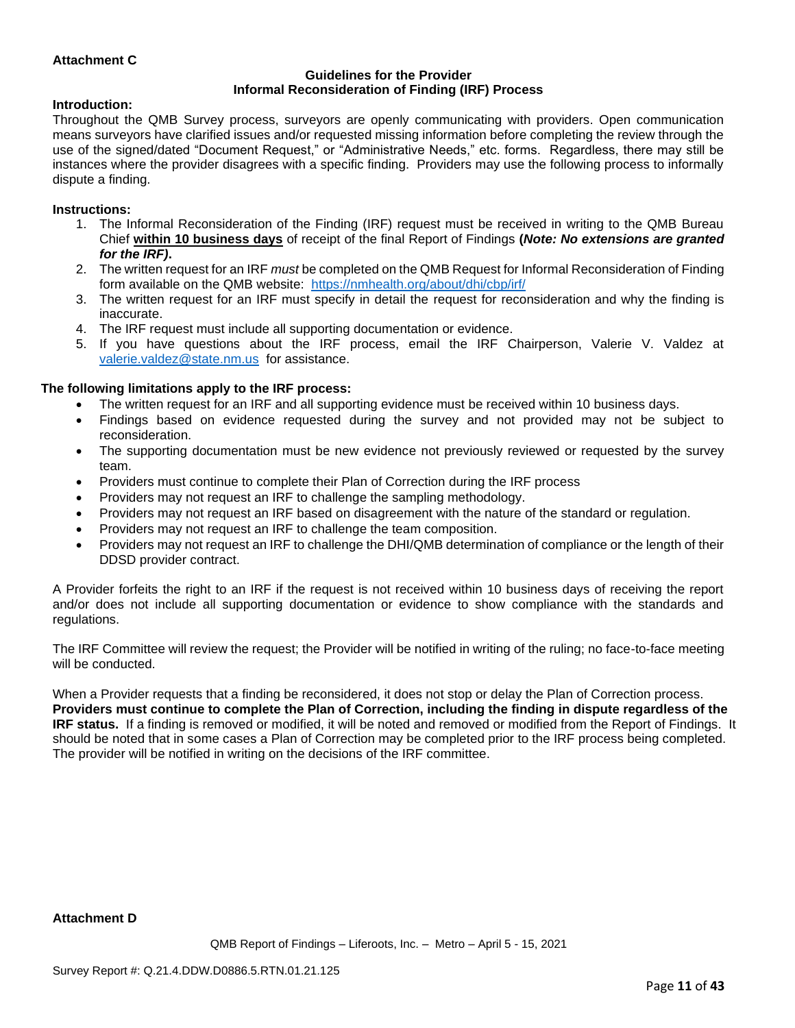**Attachment C**

### Guidelines for the Provider
### Informal Reconsideration of Finding (IRF) Process

**Introduction:**

Throughout the QMB Survey process, surveyors are openly communicating with providers. Open communication means surveyors have clarified issues and/or requested missing information before completing the review through the use of the signed/dated "Document Request," or "Administrative Needs," etc. forms. Regardless, there may still be instances where the provider disagrees with a specific finding. Providers may use the following process to informally dispute a finding.

**Instructions:**

1. The Informal Reconsideration of the Finding (IRF) request must be received in writing to the QMB Bureau Chief **within 10 business days** of receipt of the final Report of Findings **(*Note: No extensions are granted for the IRF)*.**
2. The written request for an IRF *must* be completed on the QMB Request for Informal Reconsideration of Finding form available on the QMB website: https://nmhealth.org/about/dhi/cbp/irf/
3. The written request for an IRF must specify in detail the request for reconsideration and why the finding is inaccurate.
4. The IRF request must include all supporting documentation or evidence.
5. If you have questions about the IRF process, email the IRF Chairperson, Valerie V. Valdez at valerie.valdez@state.nm.us for assistance.

**The following limitations apply to the IRF process:**

- The written request for an IRF and all supporting evidence must be received within 10 business days.
- Findings based on evidence requested during the survey and not provided may not be subject to reconsideration.
- The supporting documentation must be new evidence not previously reviewed or requested by the survey team.
- Providers must continue to complete their Plan of Correction during the IRF process
- Providers may not request an IRF to challenge the sampling methodology.
- Providers may not request an IRF based on disagreement with the nature of the standard or regulation.
- Providers may not request an IRF to challenge the team composition.
- Providers may not request an IRF to challenge the DHI/QMB determination of compliance or the length of their DDSD provider contract.

A Provider forfeits the right to an IRF if the request is not received within 10 business days of receiving the report and/or does not include all supporting documentation or evidence to show compliance with the standards and regulations.

The IRF Committee will review the request; the Provider will be notified in writing of the ruling; no face-to-face meeting will be conducted.

When a Provider requests that a finding be reconsidered, it does not stop or delay the Plan of Correction process. **Providers must continue to complete the Plan of Correction, including the finding in dispute regardless of the IRF status.** If a finding is removed or modified, it will be noted and removed or modified from the Report of Findings. It should be noted that in some cases a Plan of Correction may be completed prior to the IRF process being completed. The provider will be notified in writing on the decisions of the IRF committee.

**Attachment D**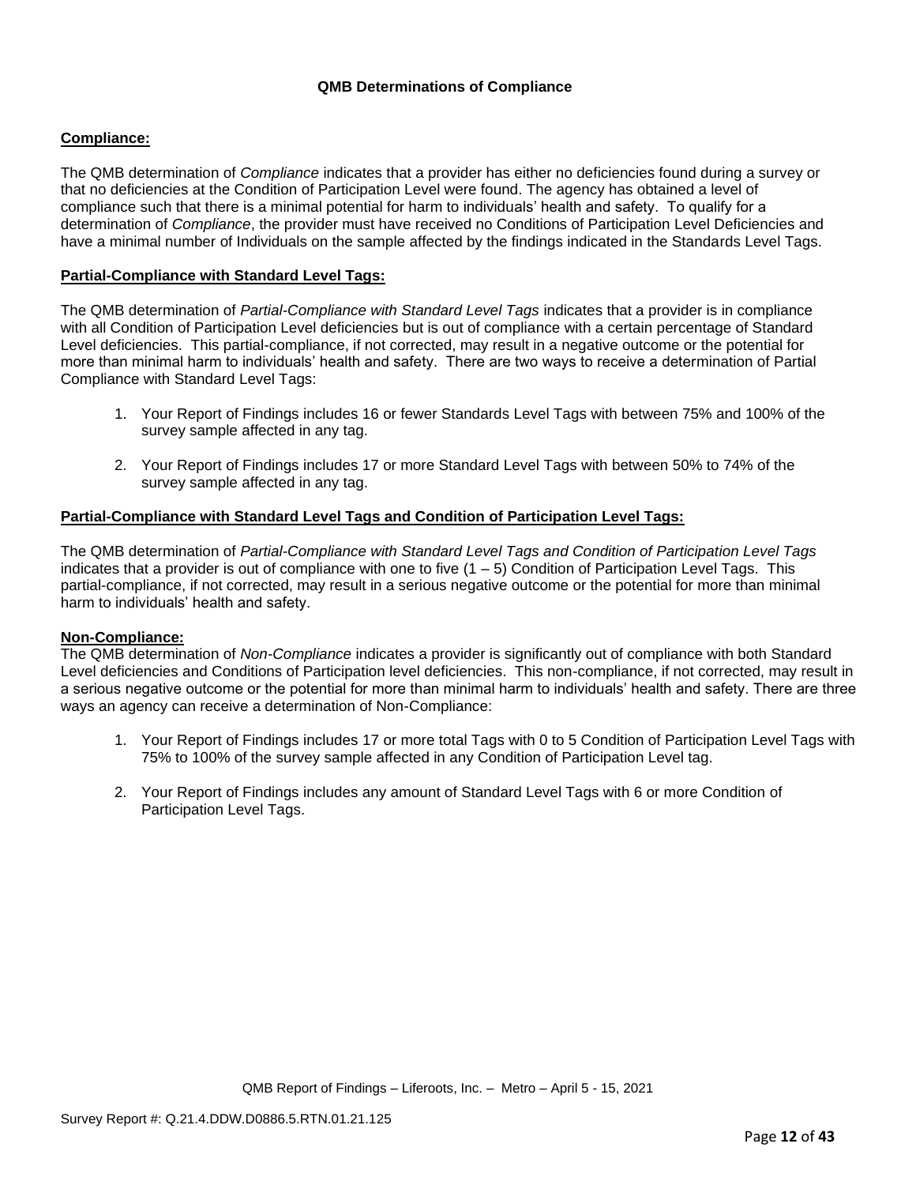### QMB Determinations of Compliance

**Compliance:**

The QMB determination of *Compliance* indicates that a provider has either no deficiencies found during a survey or that no deficiencies at the Condition of Participation Level were found. The agency has obtained a level of compliance such that there is a minimal potential for harm to individuals' health and safety. To qualify for a determination of *Compliance*, the provider must have received no Conditions of Participation Level Deficiencies and have a minimal number of Individuals on the sample affected by the findings indicated in the Standards Level Tags.

**Partial-Compliance with Standard Level Tags:**

The QMB determination of *Partial-Compliance with Standard Level Tags* indicates that a provider is in compliance with all Condition of Participation Level deficiencies but is out of compliance with a certain percentage of Standard Level deficiencies. This partial-compliance, if not corrected, may result in a negative outcome or the potential for more than minimal harm to individuals' health and safety. There are two ways to receive a determination of Partial Compliance with Standard Level Tags:

1. Your Report of Findings includes 16 or fewer Standards Level Tags with between 75% and 100% of the survey sample affected in any tag.
2. Your Report of Findings includes 17 or more Standard Level Tags with between 50% to 74% of the survey sample affected in any tag.

**Partial-Compliance with Standard Level Tags and Condition of Participation Level Tags:**

The QMB determination of *Partial-Compliance with Standard Level Tags and Condition of Participation Level Tags* indicates that a provider is out of compliance with one to five (1 – 5) Condition of Participation Level Tags. This partial-compliance, if not corrected, may result in a serious negative outcome or the potential for more than minimal harm to individuals' health and safety.

**Non-Compliance:**

The QMB determination of *Non-Compliance* indicates a provider is significantly out of compliance with both Standard Level deficiencies and Conditions of Participation level deficiencies. This non-compliance, if not corrected, may result in a serious negative outcome or the potential for more than minimal harm to individuals' health and safety. There are three ways an agency can receive a determination of Non-Compliance:

1. Your Report of Findings includes 17 or more total Tags with 0 to 5 Condition of Participation Level Tags with 75% to 100% of the survey sample affected in any Condition of Participation Level tag.
2. Your Report of Findings includes any amount of Standard Level Tags with 6 or more Condition of Participation Level Tags.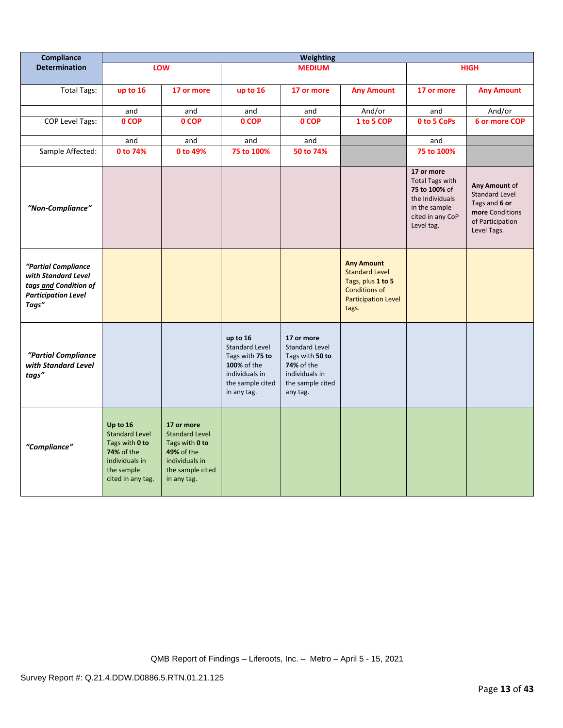| Compliance Determination | Weighting | | | | | | |
|---|---|---|---|---|---|---|---|
| | LOW | | MEDIUM | | | HIGH | |
| Total Tags: | up to 16 | 17 or more | up to 16 | 17 or more | Any Amount | 17 or more | Any Amount |
| | and | and | and | and | And/or | and | And/or |
| COP Level Tags: | 0 COP | 0 COP | 0 COP | 0 COP | 1 to 5 COP | 0 to 5 CoPs | 6 or more COP |
| | and | and | and | and | | and | |
| Sample Affected: | 0 to 74% | 0 to 49% | 75 to 100% | 50 to 74% | | 75 to 100% | |
| *"Non-Compliance"* | | | | | | **17 or more** Total Tags with **75 to 100%** of the Individuals in the sample cited in any CoP Level tag. | **Any Amount** of Standard Level Tags and **6 or more** Conditions of Participation Level Tags. |
| ***"Partial Compliance with Standard Level tags and Condition of Participation Level Tags"*** | | | | | **Any Amount** Standard Level Tags, plus **1 to 5** Conditions of Participation Level tags. | | |
| ***"Partial Compliance with Standard Level tags"*** | | | **up to 16** Standard Level Tags with **75 to 100%** of the individuals in the sample cited in any tag. | **17 or more** Standard Level Tags with **50 to 74%** of the individuals in the sample cited any tag. | | | |
| ***"Compliance"*** | **Up to 16** Standard Level Tags with **0 to 74%** of the individuals in the sample cited in any tag. | **17 or more** Standard Level Tags with **0 to 49%** of the individuals in the sample cited in any tag. | | | | | |

QMB Report of Findings – Liferoots, Inc. – Metro – April 5 - 15, 2021

Survey Report #: Q.21.4.DDW.D0886.5.RTN.01.21.125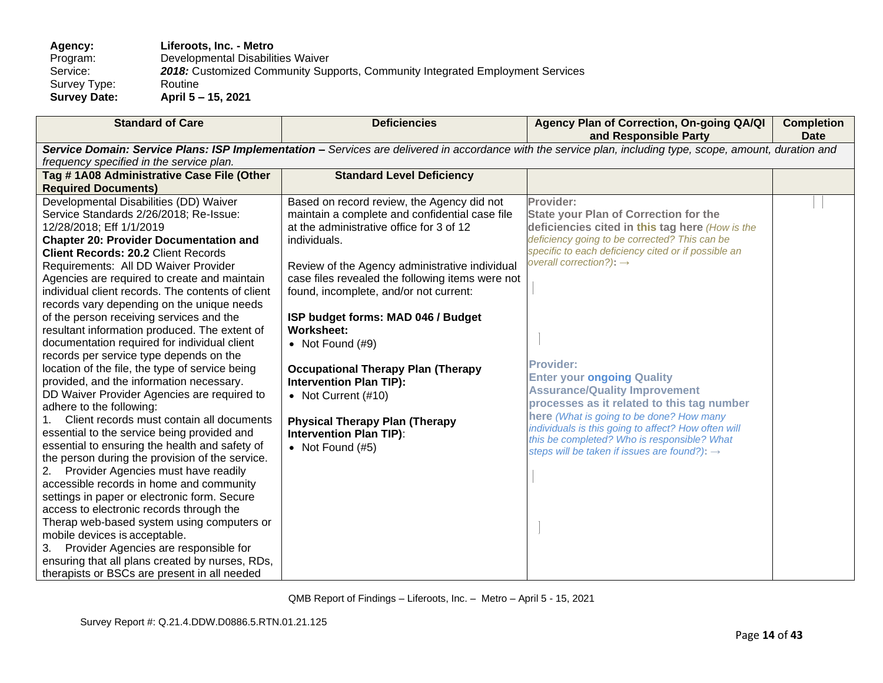**Agency:** **Liferoots, Inc. - Metro**
Program: Developmental Disabilities Waiver
Service: ***2018:*** Customized Community Supports, Community Integrated Employment Services
Survey Type: Routine
**Survey Date:** **April 5 – 15, 2021**

| Standard of Care | Deficiencies | Agency Plan of Correction, On-going QA/QI and Responsible Party | Completion Date |
|---|---|---|---|
| ***Service Domain: Service Plans: ISP Implementation –*** *Services are delivered in accordance with the service plan, including type, scope, amount, duration and frequency specified in the service plan.* | | | |
| **Tag # 1A08 Administrative Case File (Other Required Documents)** | **Standard Level Deficiency** | | |
| Developmental Disabilities (DD) Waiver Service Standards 2/26/2018; Re-Issue: 12/28/2018; Eff 1/1/2019<br>**Chapter 20: Provider Documentation and Client Records: 20.2** Client Records Requirements: All DD Waiver Provider Agencies are required to create and maintain individual client records. The contents of client records vary depending on the unique needs of the person receiving services and the resultant information produced. The extent of documentation required for individual client records per service type depends on the location of the file, the type of service being provided, and the information necessary.<br>DD Waiver Provider Agencies are required to adhere to the following:<br>1. Client records must contain all documents essential to the service being provided and essential to ensuring the health and safety of the person during the provision of the service.<br>2. Provider Agencies must have readily accessible records in home and community settings in paper or electronic form. Secure access to electronic records through the Therap web-based system using computers or mobile devices is acceptable.<br>3. Provider Agencies are responsible for ensuring that all plans created by nurses, RDs, therapists or BSCs are present in all needed | Based on record review, the Agency did not maintain a complete and confidential case file at the administrative office for 3 of 12 individuals.<br><br>Review of the Agency administrative individual case files revealed the following items were not found, incomplete, and/or not current:<br><br>**ISP budget forms: MAD 046 / Budget Worksheet:**<br>• Not Found (#9)<br><br>**Occupational Therapy Plan (Therapy Intervention Plan TIP):**<br>• Not Current (#10)<br><br>**Physical Therapy Plan (Therapy Intervention Plan TIP)**:<br>• Not Found (#5) | **Provider:**<br>**State your Plan of Correction for the deficiencies cited in this tag here** *(How is the deficiency going to be corrected? This can be specific to each deficiency cited or if possible an overall correction?)***:** →<br><br>**Provider:**<br>**Enter your ongoing Quality Assurance/Quality Improvement processes as it related to this tag number here** *(What is going to be done? How many individuals is this going to affect? How often will this be completed? Who is responsible? What steps will be taken if issues are found?)***:** → | |

QMB Report of Findings – Liferoots, Inc. – Metro – April 5 - 15, 2021

Survey Report #: Q.21.4.DDW.D0886.5.RTN.01.21.125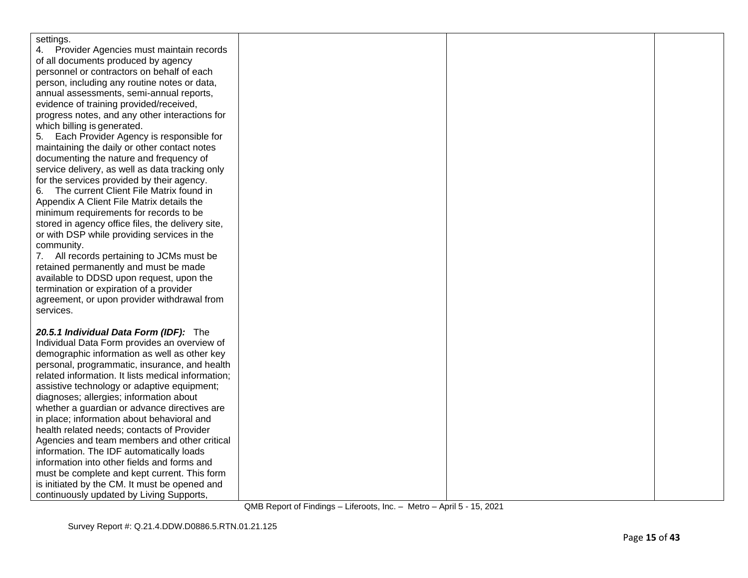| | | | |
|---|---|---|---|
| settings.<br>4. Provider Agencies must maintain records of all documents produced by agency personnel or contractors on behalf of each person, including any routine notes or data, annual assessments, semi-annual reports, evidence of training provided/received, progress notes, and any other interactions for which billing is generated.<br>5. Each Provider Agency is responsible for maintaining the daily or other contact notes documenting the nature and frequency of service delivery, as well as data tracking only for the services provided by their agency.<br>6. The current Client File Matrix found in Appendix A Client File Matrix details the minimum requirements for records to be stored in agency office files, the delivery site, or with DSP while providing services in the community.<br>7. All records pertaining to JCMs must be retained permanently and must be made available to DDSD upon request, upon the termination or expiration of a provider agreement, or upon provider withdrawal from services.<br><br>***20.5.1 Individual Data Form (IDF):*** The Individual Data Form provides an overview of demographic information as well as other key personal, programmatic, insurance, and health related information. It lists medical information; assistive technology or adaptive equipment; diagnoses; allergies; information about whether a guardian or advance directives are in place; information about behavioral and health related needs; contacts of Provider Agencies and team members and other critical information. The IDF automatically loads information into other fields and forms and must be complete and kept current. This form is initiated by the CM. It must be opened and continuously updated by Living Supports, | | | |

QMB Report of Findings – Liferoots, Inc. – Metro – April 5 - 15, 2021

Survey Report #: Q.21.4.DDW.D0886.5.RTN.01.21.125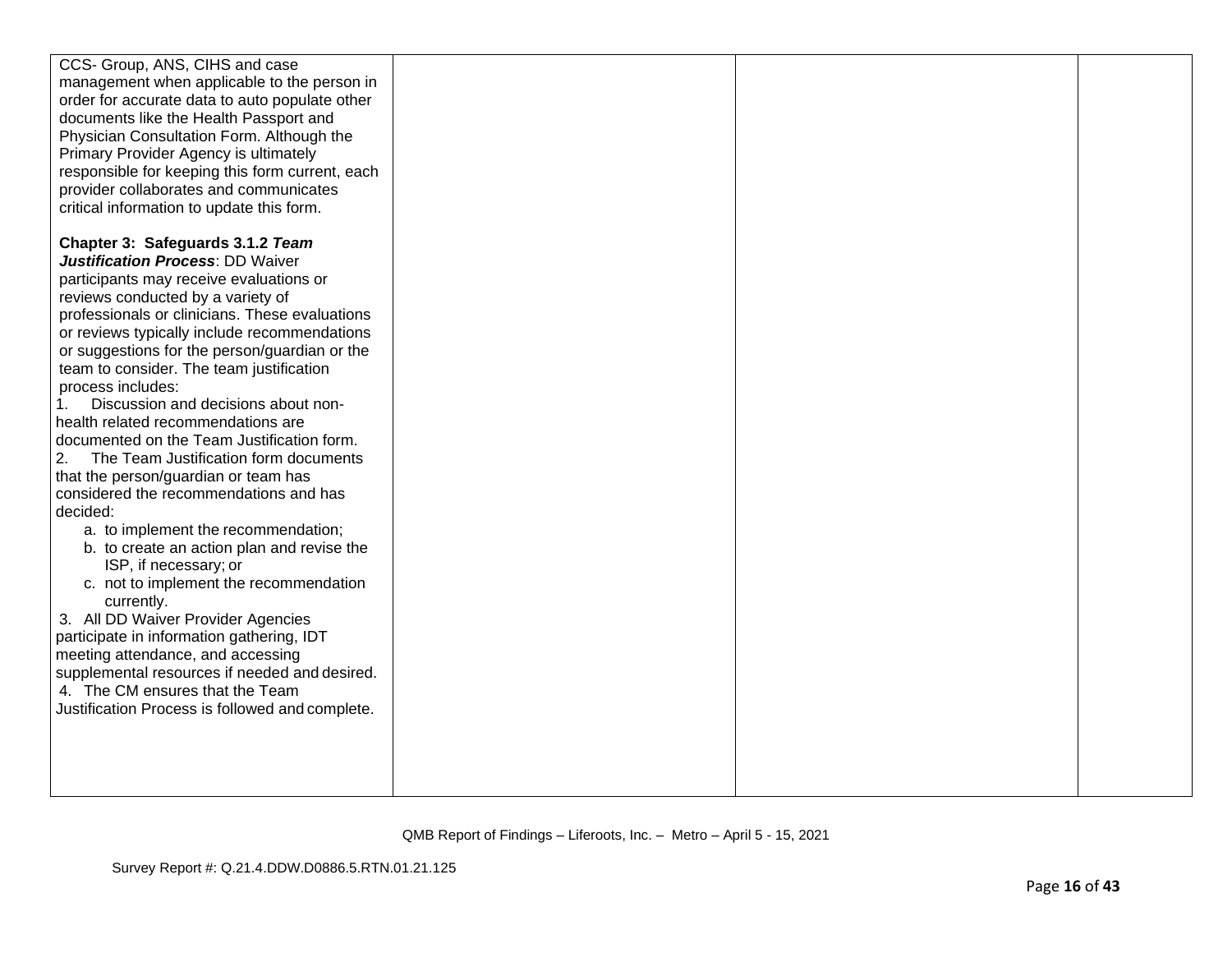| | | | |
|---|---|---|---|
| CCS- Group, ANS, CIHS and case management when applicable to the person in order for accurate data to auto populate other documents like the Health Passport and Physician Consultation Form. Although the Primary Provider Agency is ultimately responsible for keeping this form current, each provider collaborates and communicates critical information to update this form.<br><br>**Chapter 3: Safeguards 3.1.2 *Team Justification Process***: DD Waiver participants may receive evaluations or reviews conducted by a variety of professionals or clinicians. These evaluations or reviews typically include recommendations or suggestions for the person/guardian or the team to consider. The team justification process includes:<br>1. Discussion and decisions about non-health related recommendations are documented on the Team Justification form.<br>2. The Team Justification form documents that the person/guardian or team has considered the recommendations and has decided:<br>a. to implement the recommendation;<br>b. to create an action plan and revise the ISP, if necessary; or<br>c. not to implement the recommendation currently.<br>3. All DD Waiver Provider Agencies participate in information gathering, IDT meeting attendance, and accessing supplemental resources if needed and desired.<br>4. The CM ensures that the Team Justification Process is followed and complete. | | | |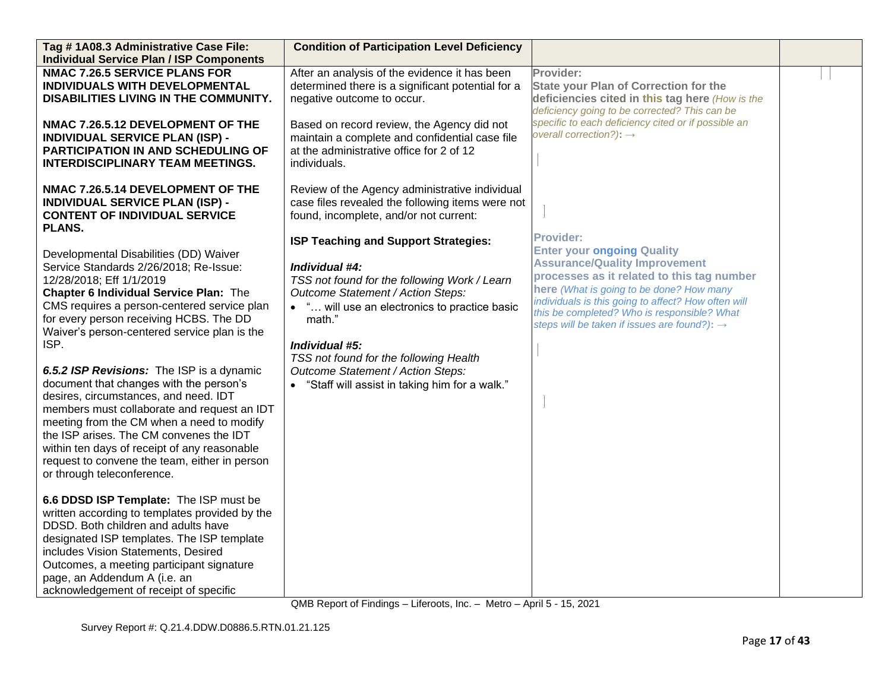| Tag # 1A08.3 Administrative Case File: Individual Service Plan / ISP Components | Condition of Participation Level Deficiency | | |
|---|---|---|---|
| **NMAC 7.26.5 SERVICE PLANS FOR INDIVIDUALS WITH DEVELOPMENTAL DISABILITIES LIVING IN THE COMMUNITY.**<br><br>**NMAC 7.26.5.12 DEVELOPMENT OF THE INDIVIDUAL SERVICE PLAN (ISP) - PARTICIPATION IN AND SCHEDULING OF INTERDISCIPLINARY TEAM MEETINGS.**<br><br>**NMAC 7.26.5.14 DEVELOPMENT OF THE INDIVIDUAL SERVICE PLAN (ISP) - CONTENT OF INDIVIDUAL SERVICE PLANS.**<br><br>Developmental Disabilities (DD) Waiver Service Standards 2/26/2018; Re-Issue: 12/28/2018; Eff 1/1/2019<br>**Chapter 6 Individual Service Plan:** The CMS requires a person-centered service plan for every person receiving HCBS. The DD Waiver's person-centered service plan is the ISP.<br><br>***6.5.2 ISP Revisions:*** The ISP is a dynamic document that changes with the person's desires, circumstances, and need. IDT members must collaborate and request an IDT meeting from the CM when a need to modify the ISP arises. The CM convenes the IDT within ten days of receipt of any reasonable request to convene the team, either in person or through teleconference.<br><br>**6.6 DDSD ISP Template:** The ISP must be written according to templates provided by the DDSD. Both children and adults have designated ISP templates. The ISP template includes Vision Statements, Desired Outcomes, a meeting participant signature page, an Addendum A (i.e. an acknowledgement of receipt of specific | After an analysis of the evidence it has been determined there is a significant potential for a negative outcome to occur.<br><br>Based on record review, the Agency did not maintain a complete and confidential case file at the administrative office for 2 of 12 individuals.<br><br>Review of the Agency administrative individual case files revealed the following items were not found, incomplete, and/or not current:<br><br>**ISP Teaching and Support Strategies:**<br><br>***Individual #4:***<br>*TSS not found for the following Work / Learn Outcome Statement / Action Steps:*<br>• "… will use an electronics to practice basic math."<br><br>***Individual #5:***<br>*TSS not found for the following Health Outcome Statement / Action Steps:*<br>• "Staff will assist in taking him for a walk." | **Provider:**<br>**State your Plan of Correction for the deficiencies cited in this tag here** *(How is the deficiency going to be corrected? This can be specific to each deficiency cited or if possible an overall correction?)*: →<br><br>**Provider:**<br>**Enter your ongoing Quality Assurance/Quality Improvement processes as it related to this tag number here** *(What is going to be done? How many individuals is this going to affect? How often will this be completed? Who is responsible? What steps will be taken if issues are found?)*: → | |

QMB Report of Findings – Liferoots, Inc. – Metro – April 5 - 15, 2021

Survey Report #: Q.21.4.DDW.D0886.5.RTN.01.21.125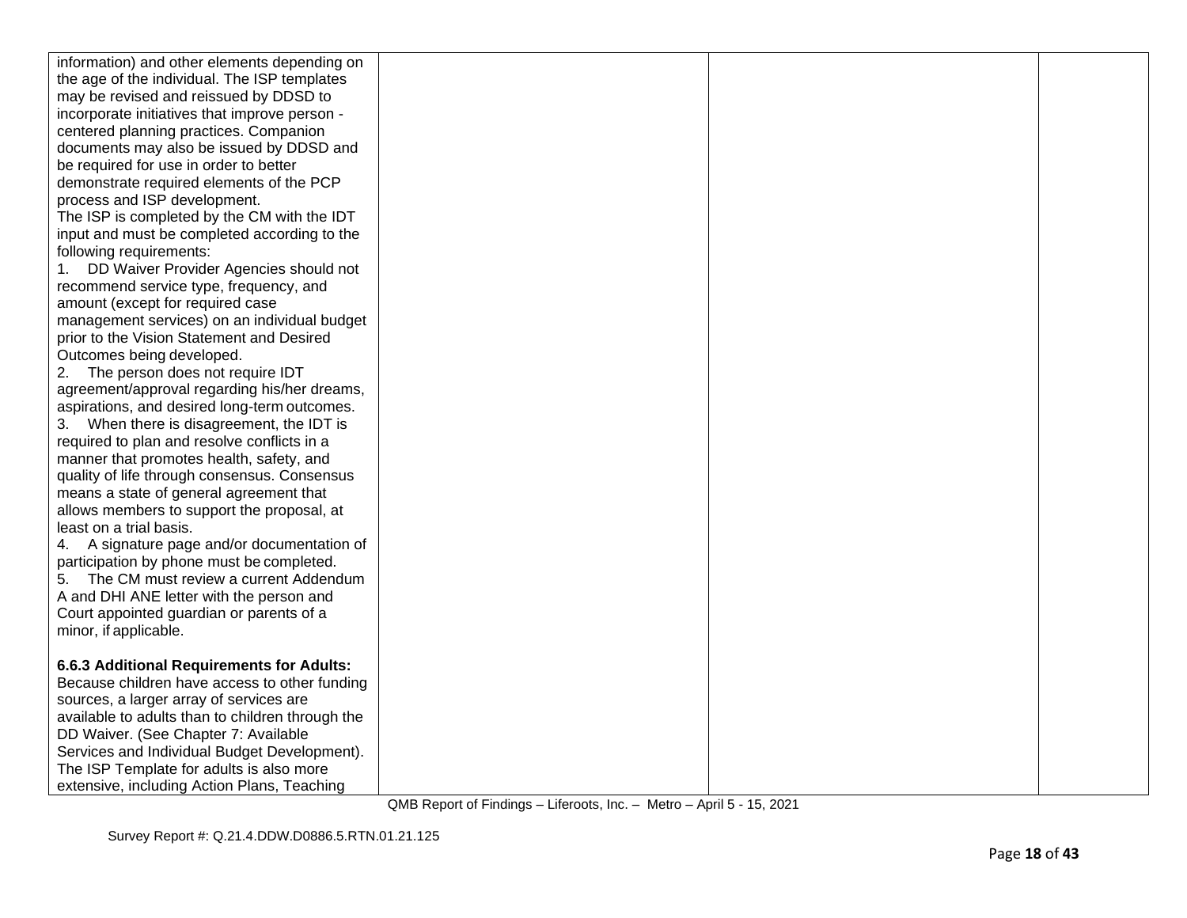| | | | |
|---|---|---|---|
| information) and other elements depending on the age of the individual. The ISP templates may be revised and reissued by DDSD to incorporate initiatives that improve person - centered planning practices. Companion documents may also be issued by DDSD and be required for use in order to better demonstrate required elements of the PCP process and ISP development.<br>The ISP is completed by the CM with the IDT input and must be completed according to the following requirements:<br>1. DD Waiver Provider Agencies should not recommend service type, frequency, and amount (except for required case management services) on an individual budget prior to the Vision Statement and Desired Outcomes being developed.<br>2. The person does not require IDT agreement/approval regarding his/her dreams, aspirations, and desired long-term outcomes.<br>3. When there is disagreement, the IDT is required to plan and resolve conflicts in a manner that promotes health, safety, and quality of life through consensus. Consensus means a state of general agreement that allows members to support the proposal, at least on a trial basis.<br>4. A signature page and/or documentation of participation by phone must be completed.<br>5. The CM must review a current Addendum A and DHI ANE letter with the person and Court appointed guardian or parents of a minor, if applicable.<br><br>**6.6.3 Additional Requirements for Adults:** Because children have access to other funding sources, a larger array of services are available to adults than to children through the DD Waiver. (See Chapter 7: Available Services and Individual Budget Development). The ISP Template for adults is also more extensive, including Action Plans, Teaching | | | |

QMB Report of Findings – Liferoots, Inc. – Metro – April 5 - 15, 2021

Survey Report #: Q.21.4.DDW.D0886.5.RTN.01.21.125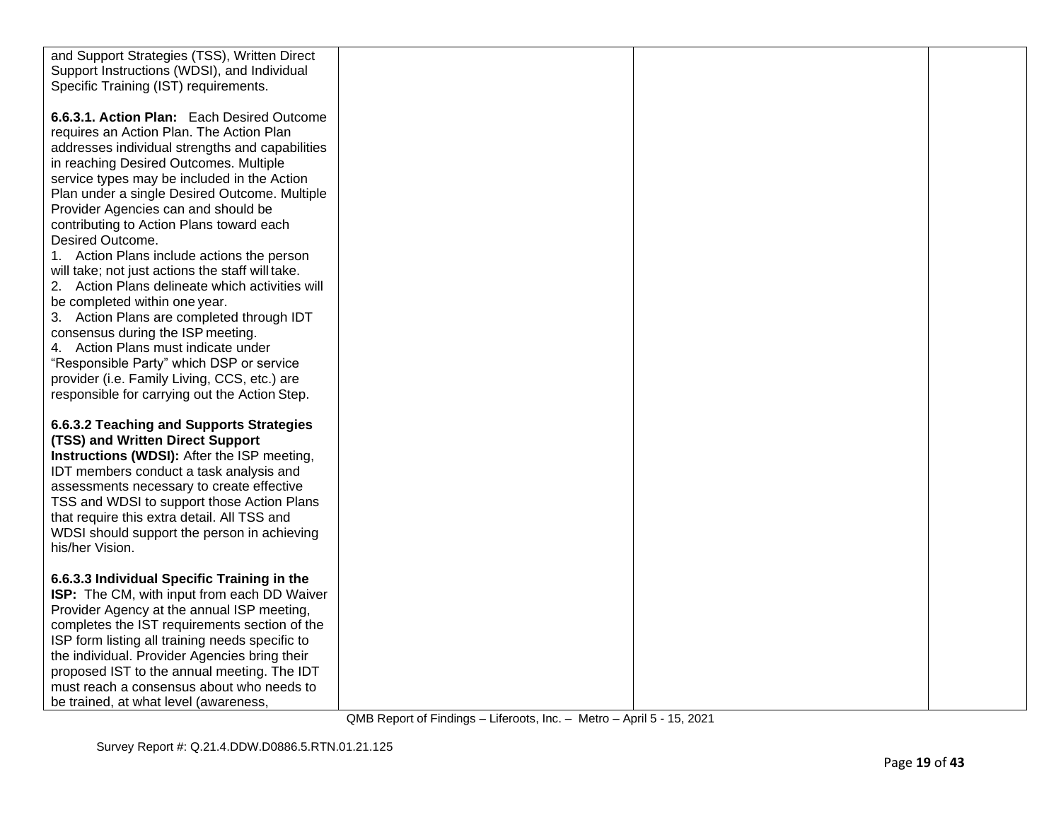| | | | |
|---|---|---|---|
| and Support Strategies (TSS), Written Direct Support Instructions (WDSI), and Individual Specific Training (IST) requirements.<br><br>**6.6.3.1. Action Plan:** Each Desired Outcome requires an Action Plan. The Action Plan addresses individual strengths and capabilities in reaching Desired Outcomes. Multiple service types may be included in the Action Plan under a single Desired Outcome. Multiple Provider Agencies can and should be contributing to Action Plans toward each Desired Outcome.<br>1. Action Plans include actions the person will take; not just actions the staff will take.<br>2. Action Plans delineate which activities will be completed within one year.<br>3. Action Plans are completed through IDT consensus during the ISP meeting.<br>4. Action Plans must indicate under "Responsible Party" which DSP or service provider (i.e. Family Living, CCS, etc.) are responsible for carrying out the Action Step.<br><br>**6.6.3.2 Teaching and Supports Strategies (TSS) and Written Direct Support Instructions (WDSI):** After the ISP meeting, IDT members conduct a task analysis and assessments necessary to create effective TSS and WDSI to support those Action Plans that require this extra detail. All TSS and WDSI should support the person in achieving his/her Vision.<br><br>**6.6.3.3 Individual Specific Training in the ISP:** The CM, with input from each DD Waiver Provider Agency at the annual ISP meeting, completes the IST requirements section of the ISP form listing all training needs specific to the individual. Provider Agencies bring their proposed IST to the annual meeting. The IDT must reach a consensus about who needs to be trained, at what level (awareness, | | | |

QMB Report of Findings – Liferoots, Inc. – Metro – April 5 - 15, 2021

Survey Report #: Q.21.4.DDW.D0886.5.RTN.01.21.125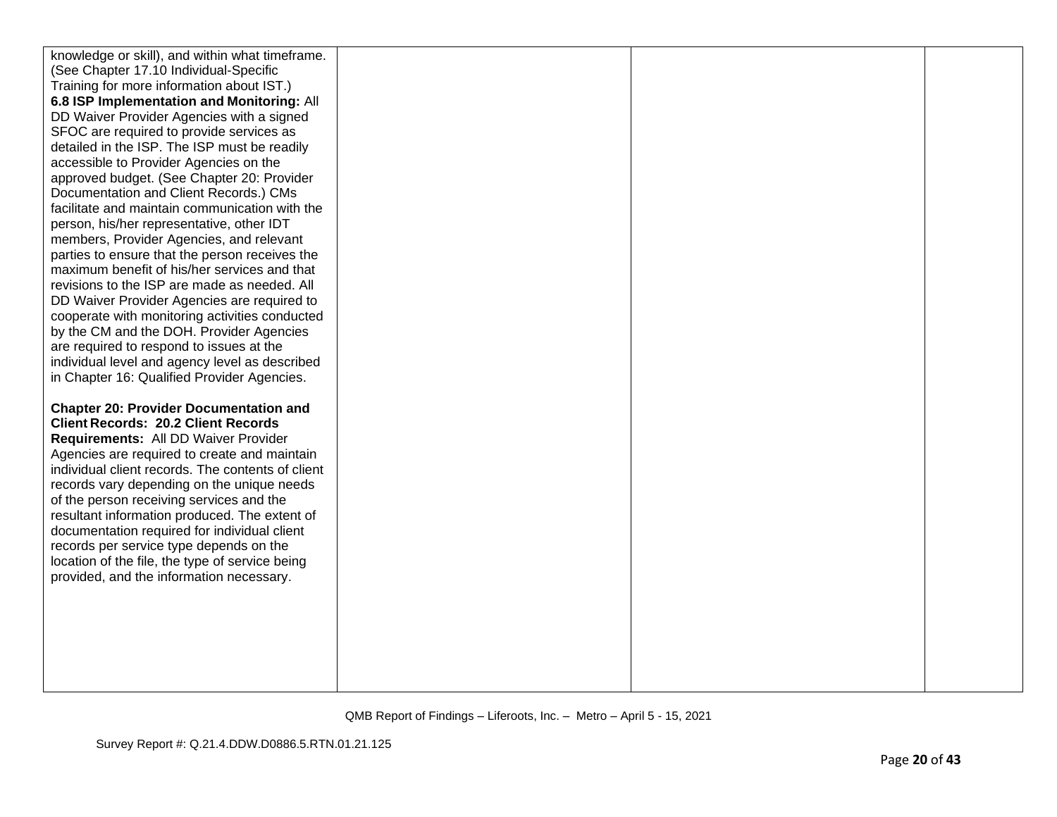| | | | |
|---|---|---|---|
| knowledge or skill), and within what timeframe. (See Chapter 17.10 Individual-Specific Training for more information about IST.)<br>**6.8 ISP Implementation and Monitoring:** All DD Waiver Provider Agencies with a signed SFOC are required to provide services as detailed in the ISP. The ISP must be readily accessible to Provider Agencies on the approved budget. (See Chapter 20: Provider Documentation and Client Records.) CMs facilitate and maintain communication with the person, his/her representative, other IDT members, Provider Agencies, and relevant parties to ensure that the person receives the maximum benefit of his/her services and that revisions to the ISP are made as needed. All DD Waiver Provider Agencies are required to cooperate with monitoring activities conducted by the CM and the DOH. Provider Agencies are required to respond to issues at the individual level and agency level as described in Chapter 16: Qualified Provider Agencies.<br><br>**Chapter 20: Provider Documentation and Client Records: 20.2 Client Records Requirements:** All DD Waiver Provider Agencies are required to create and maintain individual client records. The contents of client records vary depending on the unique needs of the person receiving services and the resultant information produced. The extent of documentation required for individual client records per service type depends on the location of the file, the type of service being provided, and the information necessary. | | | |

QMB Report of Findings – Liferoots, Inc. – Metro – April 5 - 15, 2021

Survey Report #: Q.21.4.DDW.D0886.5.RTN.01.21.125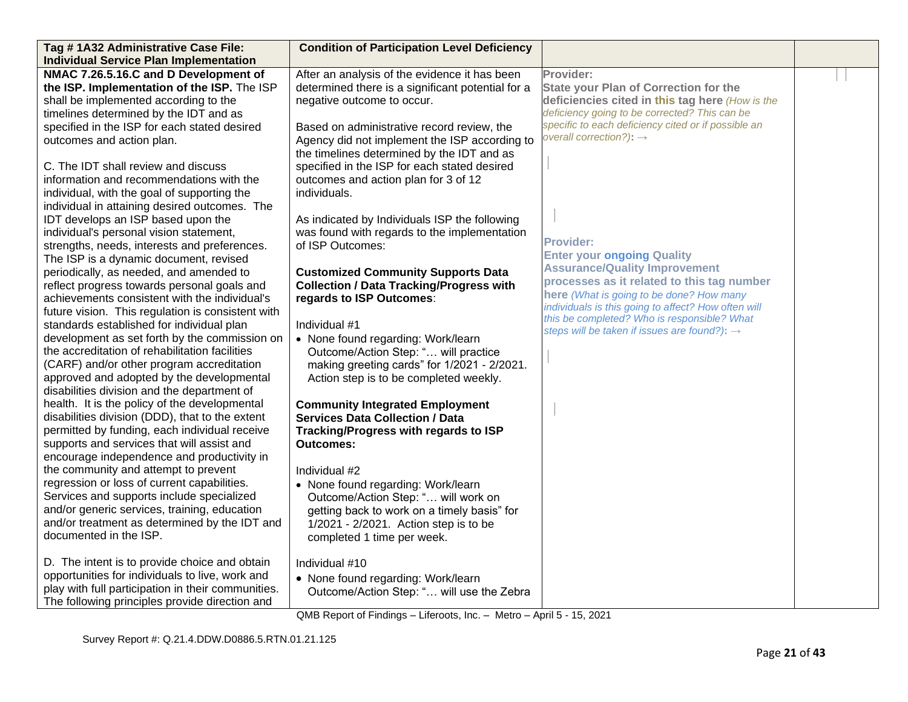| Tag # 1A32 Administrative Case File: Individual Service Plan Implementation | Condition of Participation Level Deficiency | | |
|---|---|---|---|
| **NMAC 7.26.5.16.C and D Development of the ISP. Implementation of the ISP.** The ISP shall be implemented according to the timelines determined by the IDT and as specified in the ISP for each stated desired outcomes and action plan.<br><br>C. The IDT shall review and discuss information and recommendations with the individual, with the goal of supporting the individual in attaining desired outcomes. The IDT develops an ISP based upon the individual's personal vision statement, strengths, needs, interests and preferences. The ISP is a dynamic document, revised periodically, as needed, and amended to reflect progress towards personal goals and achievements consistent with the individual's future vision. This regulation is consistent with standards established for individual plan development as set forth by the commission on the accreditation of rehabilitation facilities (CARF) and/or other program accreditation approved and adopted by the developmental disabilities division and the department of health. It is the policy of the developmental disabilities division (DDD), that to the extent permitted by funding, each individual receive supports and services that will assist and encourage independence and productivity in the community and attempt to prevent regression or loss of current capabilities. Services and supports include specialized and/or generic services, training, education and/or treatment as determined by the IDT and documented in the ISP.<br><br>D. The intent is to provide choice and obtain opportunities for individuals to live, work and play with full participation in their communities. The following principles provide direction and | After an analysis of the evidence it has been determined there is a significant potential for a negative outcome to occur.<br><br>Based on administrative record review, the Agency did not implement the ISP according to the timelines determined by the IDT and as specified in the ISP for each stated desired outcomes and action plan for 3 of 12 individuals.<br><br>As indicated by Individuals ISP the following was found with regards to the implementation of ISP Outcomes:<br><br>**Customized Community Supports Data Collection / Data Tracking/Progress with regards to ISP Outcomes**:<br><br>Individual #1<br>• None found regarding: Work/learn Outcome/Action Step: "… will practice making greeting cards" for 1/2021 - 2/2021. Action step is to be completed weekly.<br><br>**Community Integrated Employment Services Data Collection / Data Tracking/Progress with regards to ISP Outcomes:**<br><br>Individual #2<br>• None found regarding: Work/learn Outcome/Action Step: "… will work on getting back to work on a timely basis" for 1/2021 - 2/2021. Action step is to be completed 1 time per week.<br><br>Individual #10<br>• None found regarding: Work/learn Outcome/Action Step: "… will use the Zebra | **Provider:**<br>**State your Plan of Correction for the deficiencies cited in this tag here** *(How is the deficiency going to be corrected? This can be specific to each deficiency cited or if possible an overall correction?)*: →<br><br>**Provider:**<br>**Enter your ongoing Quality Assurance/Quality Improvement processes as it related to this tag number here** *(What is going to be done? How many individuals is this going to affect? How often will this be completed? Who is responsible? What steps will be taken if issues are found?)*: → | |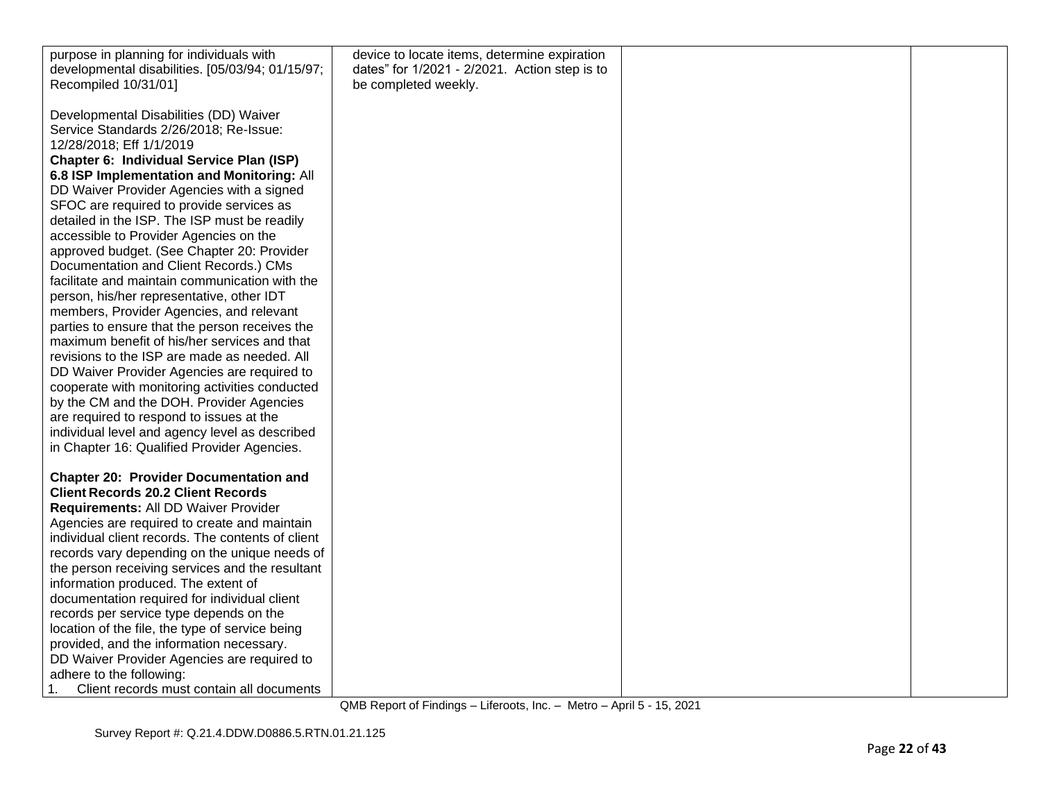| | | | |
|---|---|---|---|
| purpose in planning for individuals with developmental disabilities. [05/03/94; 01/15/97; Recompiled 10/31/01]<br><br>Developmental Disabilities (DD) Waiver Service Standards 2/26/2018; Re-Issue: 12/28/2018; Eff 1/1/2019<br>**Chapter 6: Individual Service Plan (ISP) 6.8 ISP Implementation and Monitoring:** All DD Waiver Provider Agencies with a signed SFOC are required to provide services as detailed in the ISP. The ISP must be readily accessible to Provider Agencies on the approved budget. (See Chapter 20: Provider Documentation and Client Records.) CMs facilitate and maintain communication with the person, his/her representative, other IDT members, Provider Agencies, and relevant parties to ensure that the person receives the maximum benefit of his/her services and that revisions to the ISP are made as needed. All DD Waiver Provider Agencies are required to cooperate with monitoring activities conducted by the CM and the DOH. Provider Agencies are required to respond to issues at the individual level and agency level as described in Chapter 16: Qualified Provider Agencies.<br><br>**Chapter 20: Provider Documentation and Client Records 20.2 Client Records Requirements:** All DD Waiver Provider Agencies are required to create and maintain individual client records. The contents of client records vary depending on the unique needs of the person receiving services and the resultant information produced. The extent of documentation required for individual client records per service type depends on the location of the file, the type of service being provided, and the information necessary.<br>DD Waiver Provider Agencies are required to adhere to the following:<br>1. Client records must contain all documents | device to locate items, determine expiration dates" for 1/2021 - 2/2021. Action step is to be completed weekly. | | |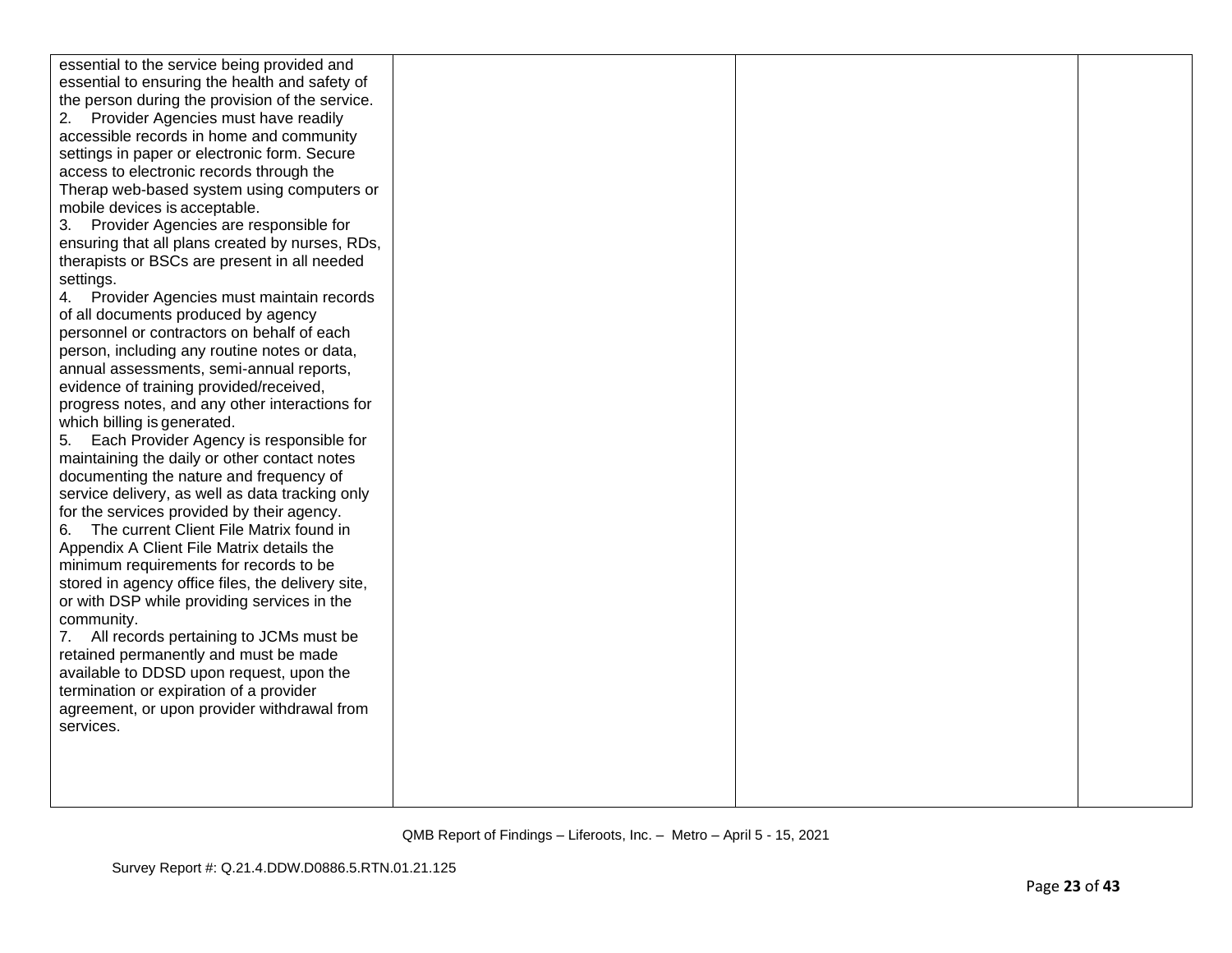| | | | |
|---|---|---|---|
| essential to the service being provided and essential to ensuring the health and safety of the person during the provision of the service.<br>2. Provider Agencies must have readily accessible records in home and community settings in paper or electronic form. Secure access to electronic records through the Therap web-based system using computers or mobile devices is acceptable.<br>3. Provider Agencies are responsible for ensuring that all plans created by nurses, RDs, therapists or BSCs are present in all needed settings.<br>4. Provider Agencies must maintain records of all documents produced by agency personnel or contractors on behalf of each person, including any routine notes or data, annual assessments, semi-annual reports, evidence of training provided/received, progress notes, and any other interactions for which billing is generated.<br>5. Each Provider Agency is responsible for maintaining the daily or other contact notes documenting the nature and frequency of service delivery, as well as data tracking only for the services provided by their agency.<br>6. The current Client File Matrix found in Appendix A Client File Matrix details the minimum requirements for records to be stored in agency office files, the delivery site, or with DSP while providing services in the community.<br>7. All records pertaining to JCMs must be retained permanently and must be made available to DDSD upon request, upon the termination or expiration of a provider agreement, or upon provider withdrawal from services. | | | |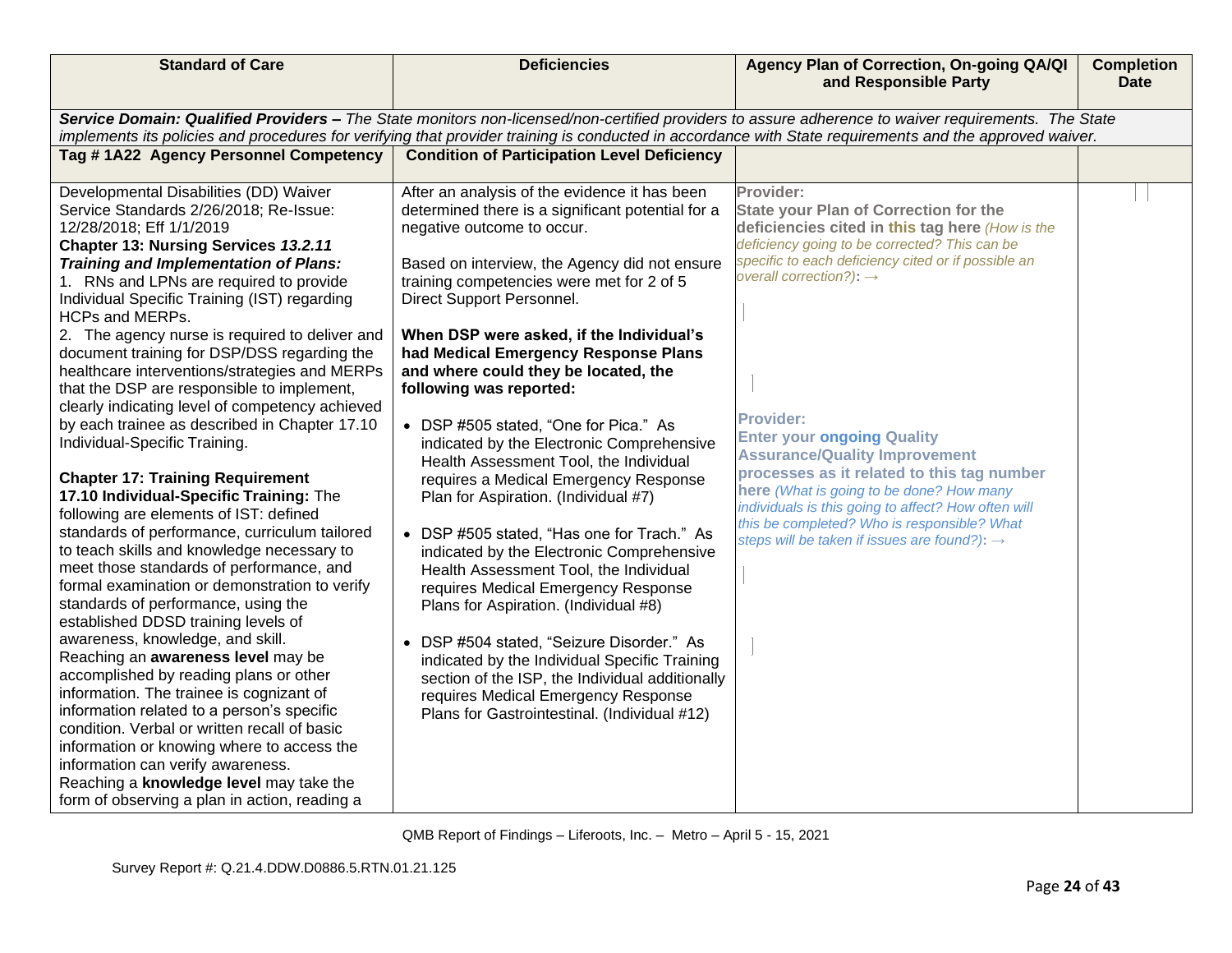| Standard of Care | Deficiencies | Agency Plan of Correction, On-going QA/QI and Responsible Party | Completion Date |
|---|---|---|---|
| ***Service Domain: Qualified Providers –*** *The State monitors non-licensed/non-certified providers to assure adherence to waiver requirements. The State implements its policies and procedures for verifying that provider training is conducted in accordance with State requirements and the approved waiver.* | | | |
| **Tag # 1A22 Agency Personnel Competency** | **Condition of Participation Level Deficiency** | | |
| Developmental Disabilities (DD) Waiver Service Standards 2/26/2018; Re-Issue: 12/28/2018; Eff 1/1/2019<br>**Chapter 13: Nursing Services *13.2.11 Training and Implementation of Plans:***<br>1. RNs and LPNs are required to provide Individual Specific Training (IST) regarding HCPs and MERPs.<br>2. The agency nurse is required to deliver and document training for DSP/DSS regarding the healthcare interventions/strategies and MERPs that the DSP are responsible to implement, clearly indicating level of competency achieved by each trainee as described in Chapter 17.10 Individual-Specific Training.<br><br>**Chapter 17: Training Requirement**<br>**17.10 Individual-Specific Training:** The following are elements of IST: defined standards of performance, curriculum tailored to teach skills and knowledge necessary to meet those standards of performance, and formal examination or demonstration to verify standards of performance, using the established DDSD training levels of awareness, knowledge, and skill.<br>Reaching an **awareness level** may be accomplished by reading plans or other information. The trainee is cognizant of information related to a person's specific condition. Verbal or written recall of basic information or knowing where to access the information can verify awareness.<br>Reaching a **knowledge level** may take the form of observing a plan in action, reading a | After an analysis of the evidence it has been determined there is a significant potential for a negative outcome to occur.<br><br>Based on interview, the Agency did not ensure training competencies were met for 2 of 5 Direct Support Personnel.<br><br>**When DSP were asked, if the Individual's had Medical Emergency Response Plans and where could they be located, the following was reported:**<br><br>• DSP #505 stated, "One for Pica." As indicated by the Electronic Comprehensive Health Assessment Tool, the Individual requires a Medical Emergency Response Plan for Aspiration. (Individual #7)<br><br>• DSP #505 stated, "Has one for Trach." As indicated by the Electronic Comprehensive Health Assessment Tool, the Individual requires Medical Emergency Response Plans for Aspiration. (Individual #8)<br><br>• DSP #504 stated, "Seizure Disorder." As indicated by the Individual Specific Training section of the ISP, the Individual additionally requires Medical Emergency Response Plans for Gastrointestinal. (Individual #12) | **Provider:**<br>**State your Plan of Correction for the deficiencies cited in this tag here** *(How is the deficiency going to be corrected? This can be specific to each deficiency cited or if possible an overall correction?):* →<br><br><br><br>**Provider:**<br>**Enter your ongoing Quality Assurance/Quality Improvement processes as it related to this tag number here** *(What is going to be done? How many individuals is this going to affect? How often will this be completed? Who is responsible? What steps will be taken if issues are found?):* → | |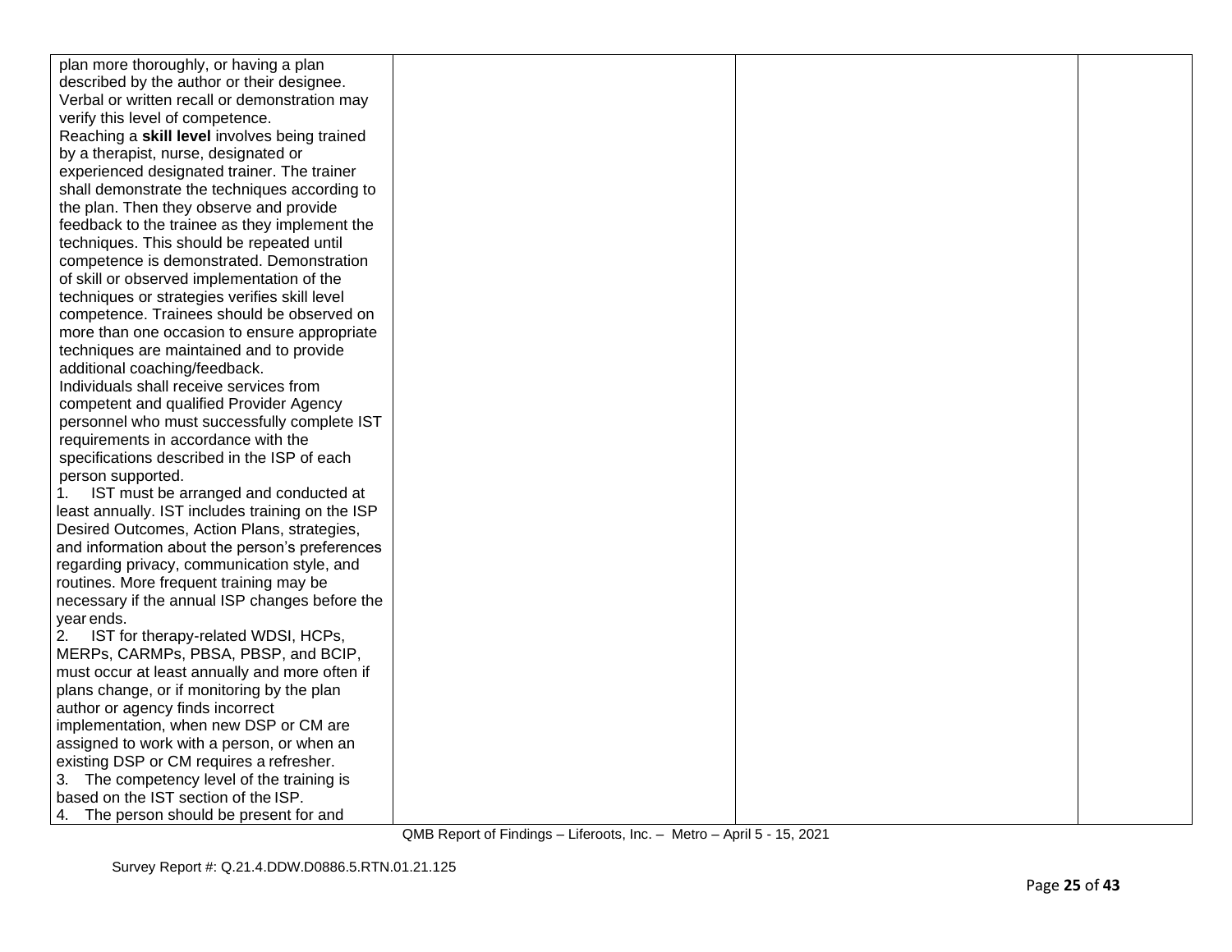| | | | |
|---|---|---|---|
| plan more thoroughly, or having a plan described by the author or their designee. Verbal or written recall or demonstration may verify this level of competence.<br>Reaching a **skill level** involves being trained by a therapist, nurse, designated or experienced designated trainer. The trainer shall demonstrate the techniques according to the plan. Then they observe and provide feedback to the trainee as they implement the techniques. This should be repeated until competence is demonstrated. Demonstration of skill or observed implementation of the techniques or strategies verifies skill level competence. Trainees should be observed on more than one occasion to ensure appropriate techniques are maintained and to provide additional coaching/feedback.<br>Individuals shall receive services from competent and qualified Provider Agency personnel who must successfully complete IST requirements in accordance with the specifications described in the ISP of each person supported.<br>1. IST must be arranged and conducted at least annually. IST includes training on the ISP Desired Outcomes, Action Plans, strategies, and information about the person's preferences regarding privacy, communication style, and routines. More frequent training may be necessary if the annual ISP changes before the year ends.<br>2. IST for therapy-related WDSI, HCPs, MERPs, CARMPs, PBSA, PBSP, and BCIP, must occur at least annually and more often if plans change, or if monitoring by the plan author or agency finds incorrect implementation, when new DSP or CM are assigned to work with a person, or when an existing DSP or CM requires a refresher.<br>3. The competency level of the training is based on the IST section of the ISP.<br>4. The person should be present for and | | | |

QMB Report of Findings – Liferoots, Inc. – Metro – April 5 - 15, 2021

Survey Report #: Q.21.4.DDW.D0886.5.RTN.01.21.125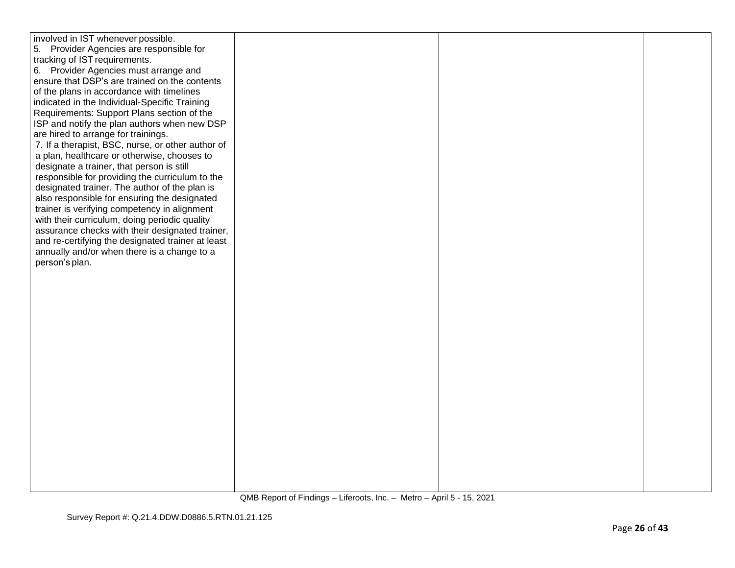| | | | |
|---|---|---|---|
| involved in IST whenever possible.<br>5. Provider Agencies are responsible for tracking of IST requirements.<br>6. Provider Agencies must arrange and ensure that DSP's are trained on the contents of the plans in accordance with timelines indicated in the Individual-Specific Training Requirements: Support Plans section of the ISP and notify the plan authors when new DSP are hired to arrange for trainings.<br>7. If a therapist, BSC, nurse, or other author of a plan, healthcare or otherwise, chooses to designate a trainer, that person is still responsible for providing the curriculum to the designated trainer. The author of the plan is also responsible for ensuring the designated trainer is verifying competency in alignment with their curriculum, doing periodic quality assurance checks with their designated trainer, and re-certifying the designated trainer at least annually and/or when there is a change to a person's plan. | | | |

QMB Report of Findings – Liferoots, Inc. – Metro – April 5 - 15, 2021

Survey Report #: Q.21.4.DDW.D0886.5.RTN.01.21.125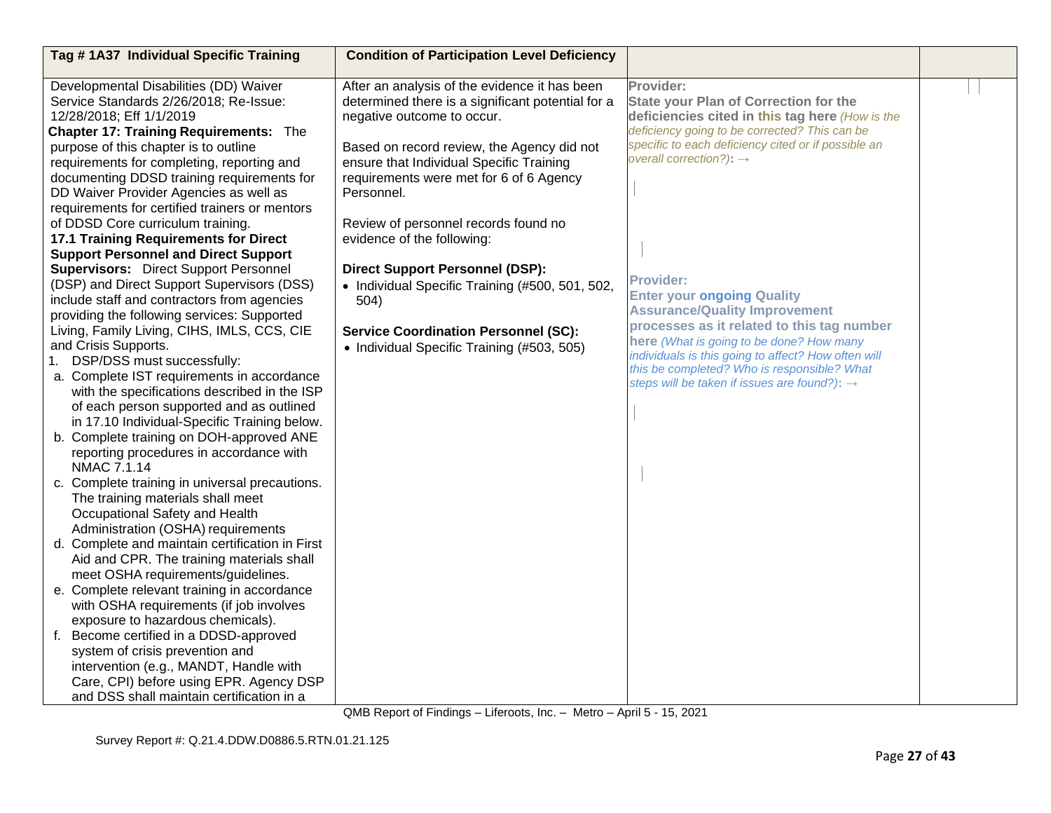| Tag # 1A37 Individual Specific Training | Condition of Participation Level Deficiency | | |
|---|---|---|---|
| Developmental Disabilities (DD) Waiver Service Standards 2/26/2018; Re-Issue: 12/28/2018; Eff 1/1/2019<br>**Chapter 17: Training Requirements:** The purpose of this chapter is to outline requirements for completing, reporting and documenting DDSD training requirements for DD Waiver Provider Agencies as well as requirements for certified trainers or mentors of DDSD Core curriculum training.<br>**17.1 Training Requirements for Direct Support Personnel and Direct Support Supervisors:** Direct Support Personnel (DSP) and Direct Support Supervisors (DSS) include staff and contractors from agencies providing the following services: Supported Living, Family Living, CIHS, IMLS, CCS, CIE and Crisis Supports.<br>1. DSP/DSS must successfully:<br>a. Complete IST requirements in accordance with the specifications described in the ISP of each person supported and as outlined in 17.10 Individual-Specific Training below.<br>b. Complete training on DOH-approved ANE reporting procedures in accordance with NMAC 7.1.14<br>c. Complete training in universal precautions. The training materials shall meet Occupational Safety and Health Administration (OSHA) requirements<br>d. Complete and maintain certification in First Aid and CPR. The training materials shall meet OSHA requirements/guidelines.<br>e. Complete relevant training in accordance with OSHA requirements (if job involves exposure to hazardous chemicals).<br>f. Become certified in a DDSD-approved system of crisis prevention and intervention (e.g., MANDT, Handle with Care, CPI) before using EPR. Agency DSP and DSS shall maintain certification in a | After an analysis of the evidence it has been determined there is a significant potential for a negative outcome to occur.<br><br>Based on record review, the Agency did not ensure that Individual Specific Training requirements were met for 6 of 6 Agency Personnel.<br><br>Review of personnel records found no evidence of the following:<br><br>**Direct Support Personnel (DSP):**<br>• Individual Specific Training (#500, 501, 502, 504)<br><br>**Service Coordination Personnel (SC):**<br>• Individual Specific Training (#503, 505) | **Provider:**<br>**State your Plan of Correction for the deficiencies cited in this tag here** *(How is the deficiency going to be corrected? This can be specific to each deficiency cited or if possible an overall correction?)*: →<br><br><br><br>**Provider:**<br>**Enter your ongoing Quality Assurance/Quality Improvement processes as it related to this tag number here** *(What is going to be done? How many individuals is this going to affect? How often will this be completed? Who is responsible? What steps will be taken if issues are found?)*: → | |

QMB Report of Findings – Liferoots, Inc. – Metro – April 5 - 15, 2021

Survey Report #: Q.21.4.DDW.D0886.5.RTN.01.21.125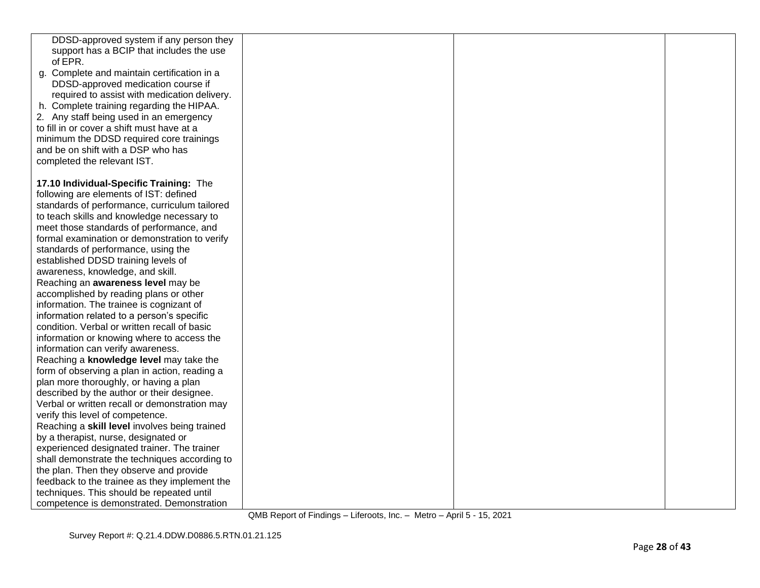| | | | |
|---|---|---|---|
| DDSD-approved system if any person they support has a BCIP that includes the use of EPR.<br>g. Complete and maintain certification in a DDSD-approved medication course if required to assist with medication delivery.<br>h. Complete training regarding the HIPAA.<br>2. Any staff being used in an emergency to fill in or cover a shift must have at a minimum the DDSD required core trainings and be on shift with a DSP who has completed the relevant IST.<br><br>**17.10 Individual-Specific Training:** The following are elements of IST: defined standards of performance, curriculum tailored to teach skills and knowledge necessary to meet those standards of performance, and formal examination or demonstration to verify standards of performance, using the established DDSD training levels of awareness, knowledge, and skill.<br>Reaching an **awareness level** may be accomplished by reading plans or other information. The trainee is cognizant of information related to a person's specific condition. Verbal or written recall of basic information or knowing where to access the information can verify awareness.<br>Reaching a **knowledge level** may take the form of observing a plan in action, reading a plan more thoroughly, or having a plan described by the author or their designee. Verbal or written recall or demonstration may verify this level of competence.<br>Reaching a **skill level** involves being trained by a therapist, nurse, designated or experienced designated trainer. The trainer shall demonstrate the techniques according to the plan. Then they observe and provide feedback to the trainee as they implement the techniques. This should be repeated until competence is demonstrated. Demonstration | | | |

QMB Report of Findings – Liferoots, Inc. – Metro – April 5 - 15, 2021

Survey Report #: Q.21.4.DDW.D0886.5.RTN.01.21.125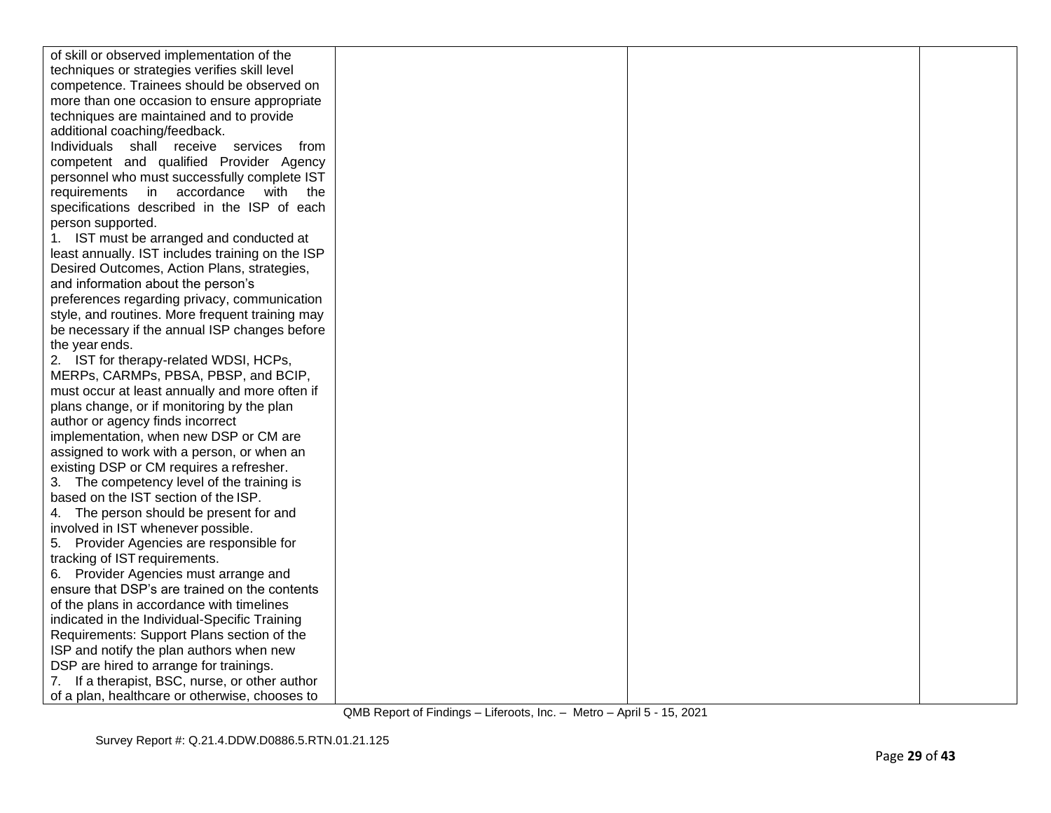| | | | |
|---|---|---|---|
| of skill or observed implementation of the techniques or strategies verifies skill level competence. Trainees should be observed on more than one occasion to ensure appropriate techniques are maintained and to provide additional coaching/feedback.<br>Individuals shall receive services from competent and qualified Provider Agency personnel who must successfully complete IST requirements in accordance with the specifications described in the ISP of each person supported.<br>1. IST must be arranged and conducted at least annually. IST includes training on the ISP Desired Outcomes, Action Plans, strategies, and information about the person's preferences regarding privacy, communication style, and routines. More frequent training may be necessary if the annual ISP changes before the year ends.<br>2. IST for therapy-related WDSI, HCPs, MERPs, CARMPs, PBSA, PBSP, and BCIP, must occur at least annually and more often if plans change, or if monitoring by the plan author or agency finds incorrect implementation, when new DSP or CM are assigned to work with a person, or when an existing DSP or CM requires a refresher.<br>3. The competency level of the training is based on the IST section of the ISP.<br>4. The person should be present for and involved in IST whenever possible.<br>5. Provider Agencies are responsible for tracking of IST requirements.<br>6. Provider Agencies must arrange and ensure that DSP's are trained on the contents of the plans in accordance with timelines indicated in the Individual-Specific Training Requirements: Support Plans section of the ISP and notify the plan authors when new DSP are hired to arrange for trainings.<br>7. If a therapist, BSC, nurse, or other author of a plan, healthcare or otherwise, chooses to | | | |

QMB Report of Findings – Liferoots, Inc. – Metro – April 5 - 15, 2021

Survey Report #: Q.21.4.DDW.D0886.5.RTN.01.21.125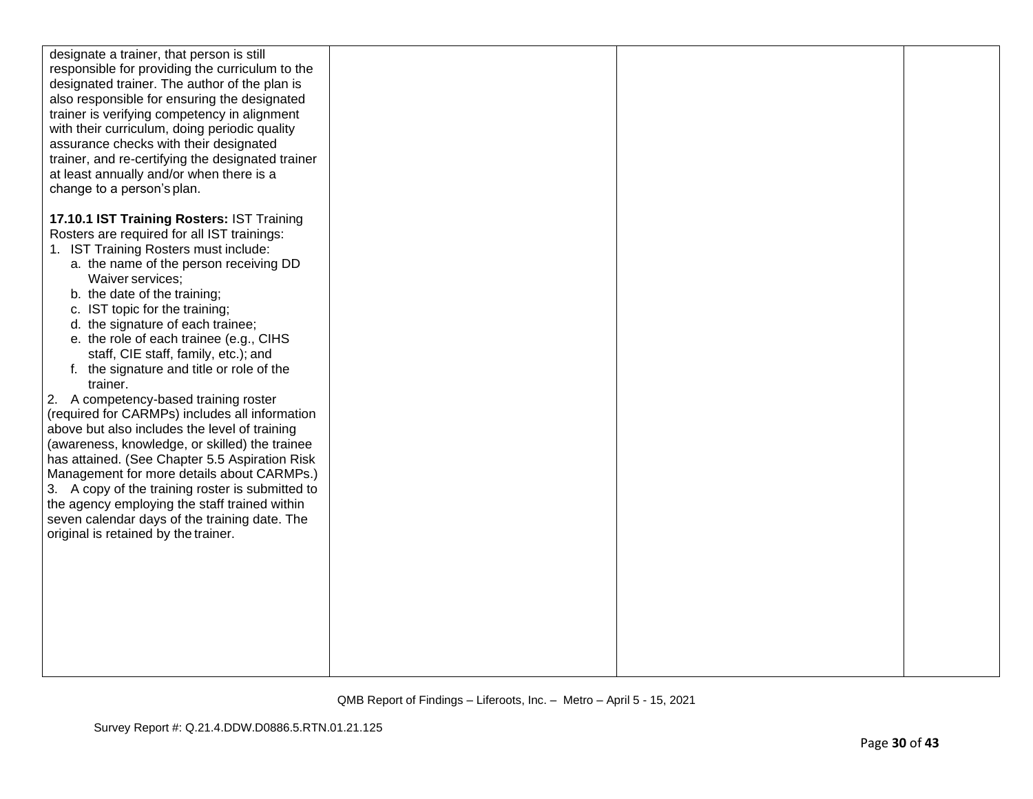| | | | |
|---|---|---|---|
| designate a trainer, that person is still responsible for providing the curriculum to the designated trainer. The author of the plan is also responsible for ensuring the designated trainer is verifying competency in alignment with their curriculum, doing periodic quality assurance checks with their designated trainer, and re-certifying the designated trainer at least annually and/or when there is a change to a person's plan.<br><br>**17.10.1 IST Training Rosters:** IST Training Rosters are required for all IST trainings:<br>1. IST Training Rosters must include:<br>a. the name of the person receiving DD Waiver services;<br>b. the date of the training;<br>c. IST topic for the training;<br>d. the signature of each trainee;<br>e. the role of each trainee (e.g., CIHS staff, CIE staff, family, etc.); and<br>f. the signature and title or role of the trainer.<br>2. A competency-based training roster (required for CARMPs) includes all information above but also includes the level of training (awareness, knowledge, or skilled) the trainee has attained. (See Chapter 5.5 Aspiration Risk Management for more details about CARMPs.)<br>3. A copy of the training roster is submitted to the agency employing the staff trained within seven calendar days of the training date. The original is retained by the trainer. | | | |

QMB Report of Findings – Liferoots, Inc. – Metro – April 5 - 15, 2021

Survey Report #: Q.21.4.DDW.D0886.5.RTN.01.21.125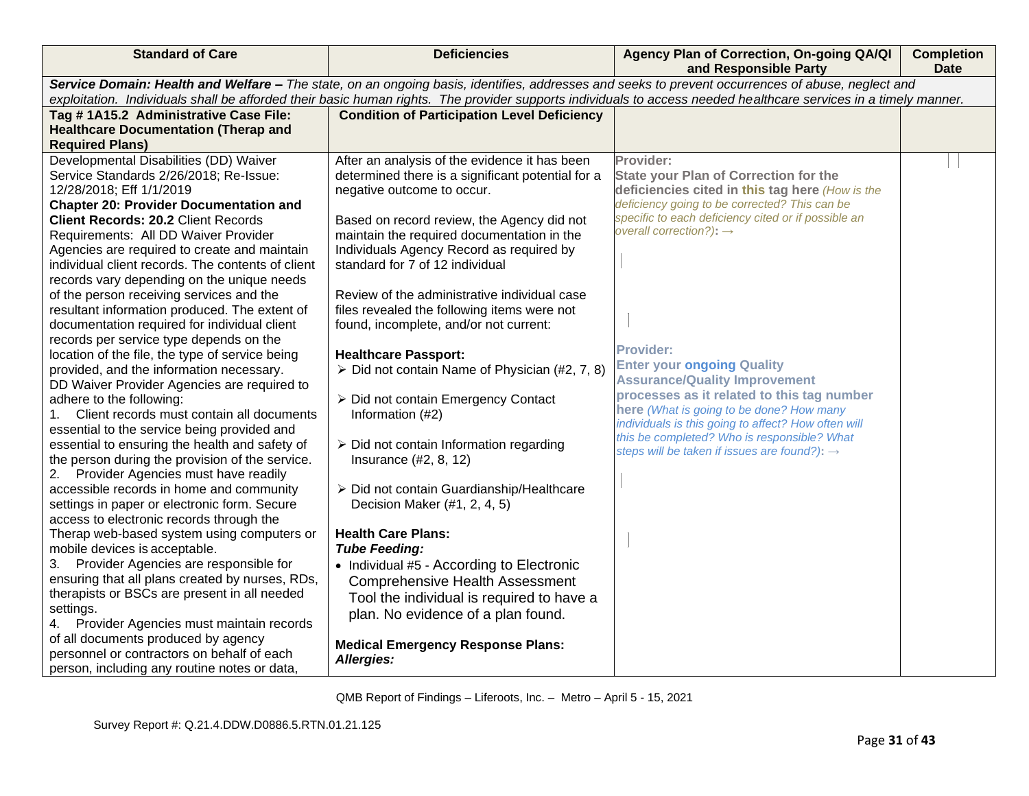| Standard of Care | Deficiencies | Agency Plan of Correction, On-going QA/QI and Responsible Party | Completion Date |
|---|---|---|---|
| ***Service Domain: Health and Welfare –*** *The state, on an ongoing basis, identifies, addresses and seeks to prevent occurrences of abuse, neglect and exploitation. Individuals shall be afforded their basic human rights. The provider supports individuals to access needed healthcare services in a timely manner.* | | | |
| **Tag # 1A15.2 Administrative Case File: Healthcare Documentation (Therap and Required Plans)** | **Condition of Participation Level Deficiency** | | |
| Developmental Disabilities (DD) Waiver Service Standards 2/26/2018; Re-Issue: 12/28/2018; Eff 1/1/2019<br>**Chapter 20: Provider Documentation and Client Records: 20.2** Client Records Requirements: All DD Waiver Provider Agencies are required to create and maintain individual client records. The contents of client records vary depending on the unique needs of the person receiving services and the resultant information produced. The extent of documentation required for individual client records per service type depends on the location of the file, the type of service being provided, and the information necessary.<br>DD Waiver Provider Agencies are required to adhere to the following:<br>1. Client records must contain all documents essential to the service being provided and essential to ensuring the health and safety of the person during the provision of the service.<br>2. Provider Agencies must have readily accessible records in home and community settings in paper or electronic form. Secure access to electronic records through the Therap web-based system using computers or mobile devices is acceptable.<br>3. Provider Agencies are responsible for ensuring that all plans created by nurses, RDs, therapists or BSCs are present in all needed settings.<br>4. Provider Agencies must maintain records of all documents produced by agency personnel or contractors on behalf of each person, including any routine notes or data, | After an analysis of the evidence it has been determined there is a significant potential for a negative outcome to occur.<br><br>Based on record review, the Agency did not maintain the required documentation in the Individuals Agency Record as required by standard for 7 of 12 individual<br><br>Review of the administrative individual case files revealed the following items were not found, incomplete, and/or not current:<br><br>**Healthcare Passport:**<br>➢ Did not contain Name of Physician (#2, 7, 8)<br>➢ Did not contain Emergency Contact Information (#2)<br>➢ Did not contain Information regarding Insurance (#2, 8, 12)<br>➢ Did not contain Guardianship/Healthcare Decision Maker (#1, 2, 4, 5)<br><br>**Health Care Plans:**<br>***Tube Feeding:***<br>• Individual #5 - According to Electronic Comprehensive Health Assessment Tool the individual is required to have a plan. No evidence of a plan found.<br><br>**Medical Emergency Response Plans:**<br>***Allergies:*** | **Provider:**<br>**State your Plan of Correction for the deficiencies cited in this tag here** *(How is the deficiency going to be corrected? This can be specific to each deficiency cited or if possible an overall correction?):* →<br><br>**Provider:**<br>**Enter your ongoing Quality Assurance/Quality Improvement processes as it related to this tag number here** *(What is going to be done? How many individuals is this going to affect? How often will this be completed? Who is responsible? What steps will be taken if issues are found?):* → | |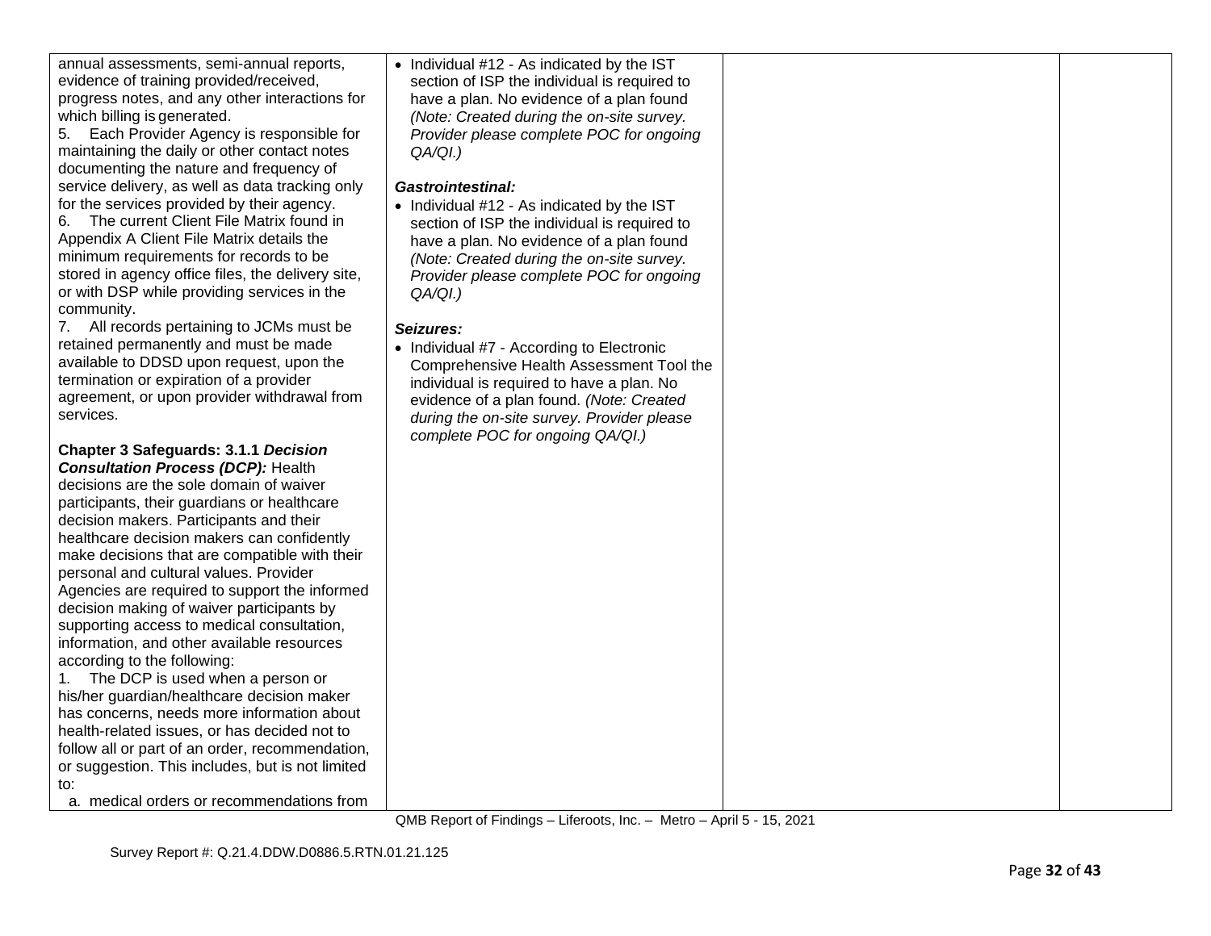| | | | |
|---|---|---|---|
| annual assessments, semi-annual reports, evidence of training provided/received, progress notes, and any other interactions for which billing is generated.<br>5. Each Provider Agency is responsible for maintaining the daily or other contact notes documenting the nature and frequency of service delivery, as well as data tracking only for the services provided by their agency.<br>6. The current Client File Matrix found in Appendix A Client File Matrix details the minimum requirements for records to be stored in agency office files, the delivery site, or with DSP while providing services in the community.<br>7. All records pertaining to JCMs must be retained permanently and must be made available to DDSD upon request, upon the termination or expiration of a provider agreement, or upon provider withdrawal from services.<br><br>**Chapter 3 Safeguards: 3.1.1 *Decision Consultation Process (DCP):*** Health decisions are the sole domain of waiver participants, their guardians or healthcare decision makers. Participants and their healthcare decision makers can confidently make decisions that are compatible with their personal and cultural values. Provider Agencies are required to support the informed decision making of waiver participants by supporting access to medical consultation, information, and other available resources according to the following:<br>1. The DCP is used when a person or his/her guardian/healthcare decision maker has concerns, needs more information about health-related issues, or has decided not to follow all or part of an order, recommendation, or suggestion. This includes, but is not limited to:<br>a. medical orders or recommendations from | • Individual #12 - As indicated by the IST section of ISP the individual is required to have a plan. No evidence of a plan found *(Note: Created during the on-site survey. Provider please complete POC for ongoing QA/QI.)*<br><br>***Gastrointestinal:***<br>• Individual #12 - As indicated by the IST section of ISP the individual is required to have a plan. No evidence of a plan found *(Note: Created during the on-site survey. Provider please complete POC for ongoing QA/QI.)*<br><br>***Seizures:***<br>• Individual #7 - According to Electronic Comprehensive Health Assessment Tool the individual is required to have a plan. No evidence of a plan found. *(Note: Created during the on-site survey. Provider please complete POC for ongoing QA/QI.)* | | |

QMB Report of Findings – Liferoots, Inc. – Metro – April 5 - 15, 2021

Survey Report #: Q.21.4.DDW.D0886.5.RTN.01.21.125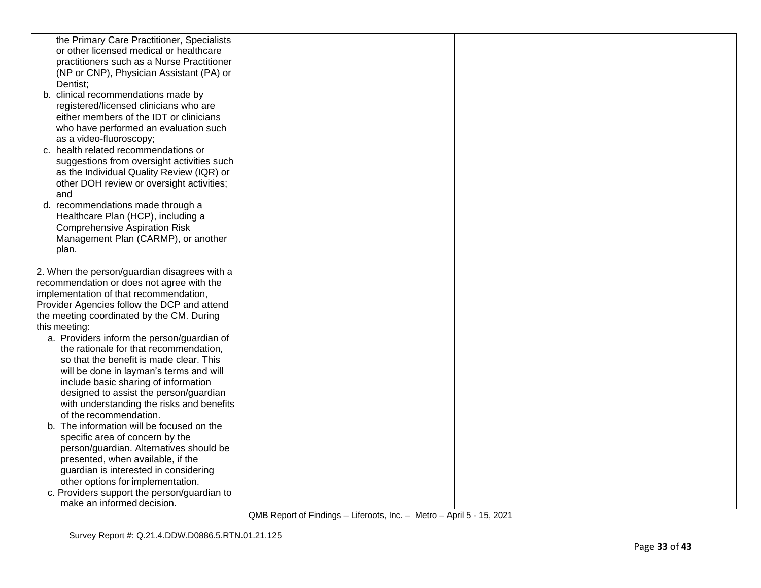| | | | |
|---|---|---|---|
| the Primary Care Practitioner, Specialists or other licensed medical or healthcare practitioners such as a Nurse Practitioner (NP or CNP), Physician Assistant (PA) or Dentist;<br>b. clinical recommendations made by registered/licensed clinicians who are either members of the IDT or clinicians who have performed an evaluation such as a video-fluoroscopy;<br>c. health related recommendations or suggestions from oversight activities such as the Individual Quality Review (IQR) or other DOH review or oversight activities; and<br>d. recommendations made through a Healthcare Plan (HCP), including a Comprehensive Aspiration Risk Management Plan (CARMP), or another plan.<br><br>2. When the person/guardian disagrees with a recommendation or does not agree with the implementation of that recommendation, Provider Agencies follow the DCP and attend the meeting coordinated by the CM. During this meeting:<br>a. Providers inform the person/guardian of the rationale for that recommendation, so that the benefit is made clear. This will be done in layman's terms and will include basic sharing of information designed to assist the person/guardian with understanding the risks and benefits of the recommendation.<br>b. The information will be focused on the specific area of concern by the person/guardian. Alternatives should be presented, when available, if the guardian is interested in considering other options for implementation.<br>c. Providers support the person/guardian to make an informed decision. | | | |

QMB Report of Findings – Liferoots, Inc. – Metro – April 5 - 15, 2021

Survey Report #: Q.21.4.DDW.D0886.5.RTN.01.21.125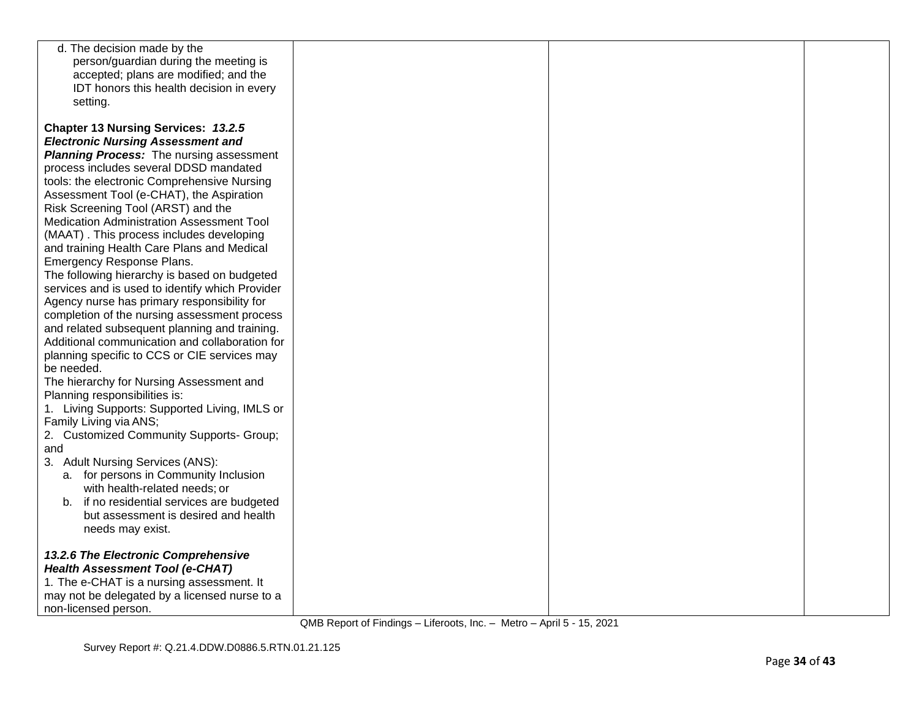| | | | |
|---|---|---|---|
| d. The decision made by the person/guardian during the meeting is accepted; plans are modified; and the IDT honors this health decision in every setting.<br><br>**Chapter 13 Nursing Services:** ***13.2.5 Electronic Nursing Assessment and Planning Process:*** The nursing assessment process includes several DDSD mandated tools: the electronic Comprehensive Nursing Assessment Tool (e-CHAT), the Aspiration Risk Screening Tool (ARST) and the Medication Administration Assessment Tool (MAAT) . This process includes developing and training Health Care Plans and Medical Emergency Response Plans.<br>The following hierarchy is based on budgeted services and is used to identify which Provider Agency nurse has primary responsibility for completion of the nursing assessment process and related subsequent planning and training. Additional communication and collaboration for planning specific to CCS or CIE services may be needed.<br>The hierarchy for Nursing Assessment and Planning responsibilities is:<br>1. Living Supports: Supported Living, IMLS or Family Living via ANS;<br>2. Customized Community Supports- Group; and<br>3. Adult Nursing Services (ANS):<br>a. for persons in Community Inclusion with health-related needs; or<br>b. if no residential services are budgeted but assessment is desired and health needs may exist.<br><br>***13.2.6 The Electronic Comprehensive Health Assessment Tool (e-CHAT)***<br>1. The e-CHAT is a nursing assessment. It may not be delegated by a licensed nurse to a non-licensed person. | | | |

QMB Report of Findings – Liferoots, Inc. – Metro – April 5 - 15, 2021

Survey Report #: Q.21.4.DDW.D0886.5.RTN.01.21.125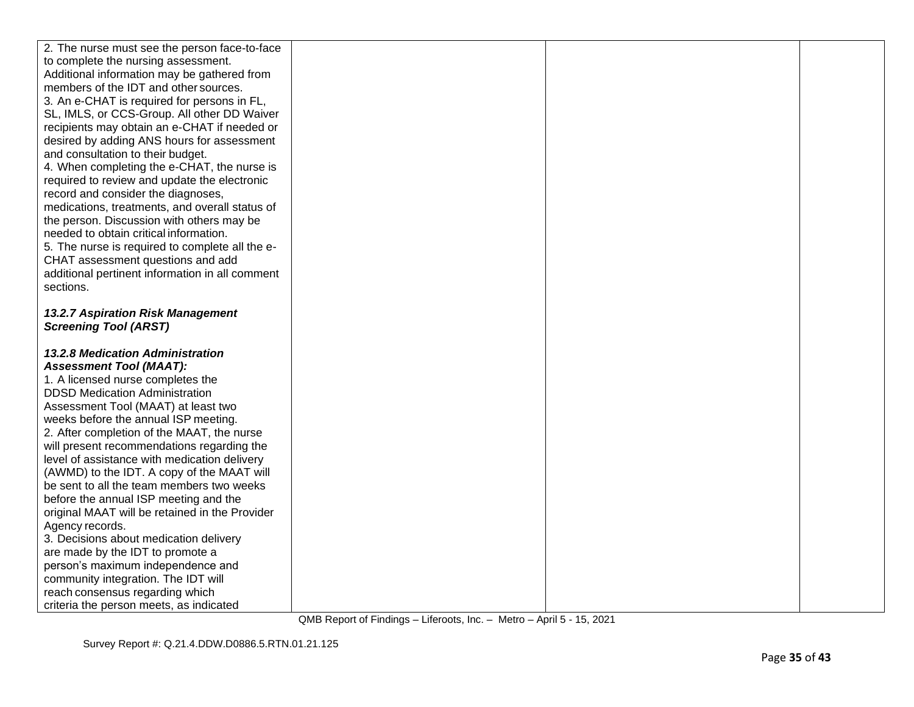| | | | |
|---|---|---|---|
| 2. The nurse must see the person face-to-face to complete the nursing assessment. Additional information may be gathered from members of the IDT and other sources.<br>3. An e-CHAT is required for persons in FL, SL, IMLS, or CCS-Group. All other DD Waiver recipients may obtain an e-CHAT if needed or desired by adding ANS hours for assessment and consultation to their budget.<br>4. When completing the e-CHAT, the nurse is required to review and update the electronic record and consider the diagnoses, medications, treatments, and overall status of the person. Discussion with others may be needed to obtain critical information.<br>5. The nurse is required to complete all the e-CHAT assessment questions and add additional pertinent information in all comment sections.<br><br>***13.2.7 Aspiration Risk Management Screening Tool (ARST)***<br><br>***13.2.8 Medication Administration Assessment Tool (MAAT):***<br>1. A licensed nurse completes the DDSD Medication Administration Assessment Tool (MAAT) at least two weeks before the annual ISP meeting.<br>2. After completion of the MAAT, the nurse will present recommendations regarding the level of assistance with medication delivery (AWMD) to the IDT. A copy of the MAAT will be sent to all the team members two weeks before the annual ISP meeting and the original MAAT will be retained in the Provider Agency records.<br>3. Decisions about medication delivery are made by the IDT to promote a person's maximum independence and community integration. The IDT will reach consensus regarding which criteria the person meets, as indicated | | | |

QMB Report of Findings – Liferoots, Inc. – Metro – April 5 - 15, 2021

Survey Report #: Q.21.4.DDW.D0886.5.RTN.01.21.125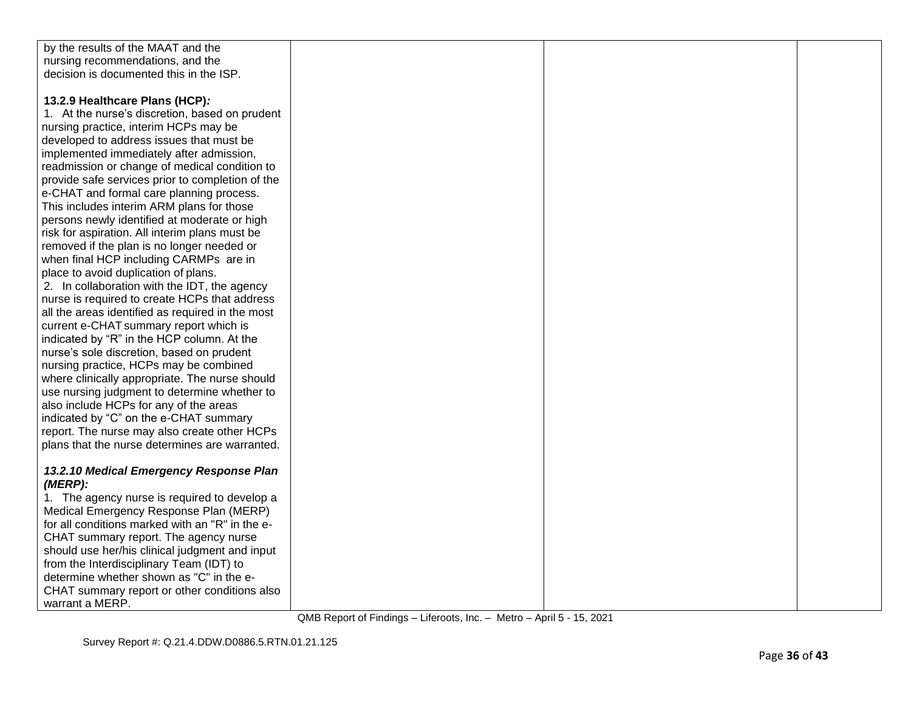| | | | |
|---|---|---|---|
| by the results of the MAAT and the nursing recommendations, and the decision is documented this in the ISP.<br><br>**13.2.9 Healthcare Plans (HCP):**<br>1. At the nurse's discretion, based on prudent nursing practice, interim HCPs may be developed to address issues that must be implemented immediately after admission, readmission or change of medical condition to provide safe services prior to completion of the e-CHAT and formal care planning process. This includes interim ARM plans for those persons newly identified at moderate or high risk for aspiration. All interim plans must be removed if the plan is no longer needed or when final HCP including CARMPs are in place to avoid duplication of plans.<br>2. In collaboration with the IDT, the agency nurse is required to create HCPs that address all the areas identified as required in the most current e-CHAT summary report which is indicated by "R" in the HCP column. At the nurse's sole discretion, based on prudent nursing practice, HCPs may be combined where clinically appropriate. The nurse should use nursing judgment to determine whether to also include HCPs for any of the areas indicated by "C" on the e-CHAT summary report. The nurse may also create other HCPs plans that the nurse determines are warranted.<br><br>***13.2.10 Medical Emergency Response Plan (MERP):***<br>1. The agency nurse is required to develop a Medical Emergency Response Plan (MERP) for all conditions marked with an "R" in the e-CHAT summary report. The agency nurse should use her/his clinical judgment and input from the Interdisciplinary Team (IDT) to determine whether shown as "C" in the e-CHAT summary report or other conditions also warrant a MERP. | | | |

QMB Report of Findings – Liferoots, Inc. – Metro – April 5 - 15, 2021

Survey Report #: Q.21.4.DDW.D0886.5.RTN.01.21.125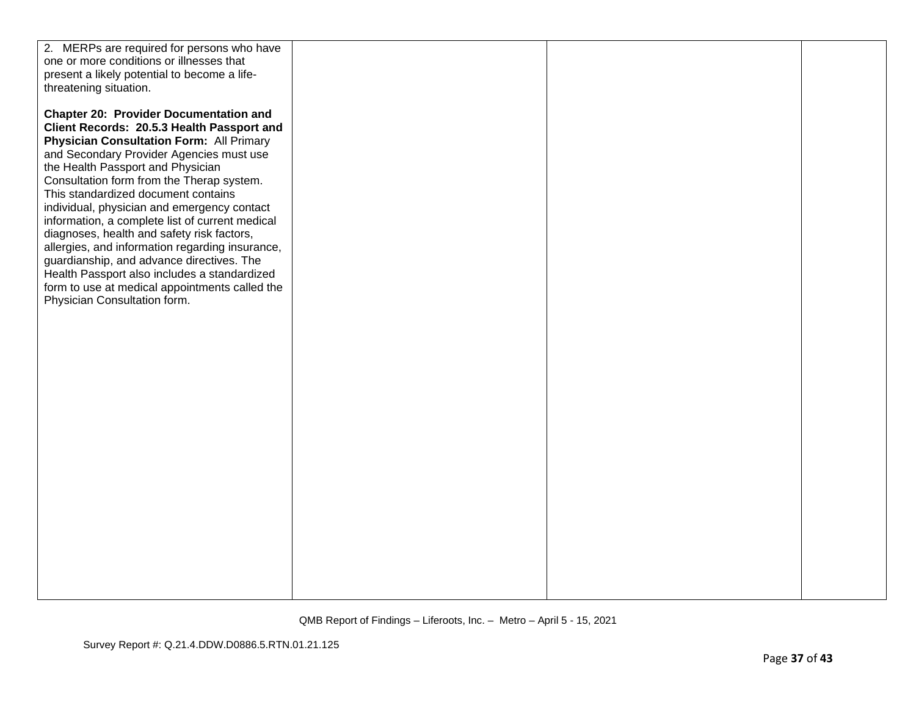| | | | |
|---|---|---|---|
| 2. MERPs are required for persons who have one or more conditions or illnesses that present a likely potential to become a life-threatening situation.<br><br>**Chapter 20: Provider Documentation and Client Records: 20.5.3 Health Passport and Physician Consultation Form:** All Primary and Secondary Provider Agencies must use the Health Passport and Physician Consultation form from the Therap system. This standardized document contains individual, physician and emergency contact information, a complete list of current medical diagnoses, health and safety risk factors, allergies, and information regarding insurance, guardianship, and advance directives. The Health Passport also includes a standardized form to use at medical appointments called the Physician Consultation form. | | | |

QMB Report of Findings – Liferoots, Inc. – Metro – April 5 - 15, 2021

Survey Report #: Q.21.4.DDW.D0886.5.RTN.01.21.125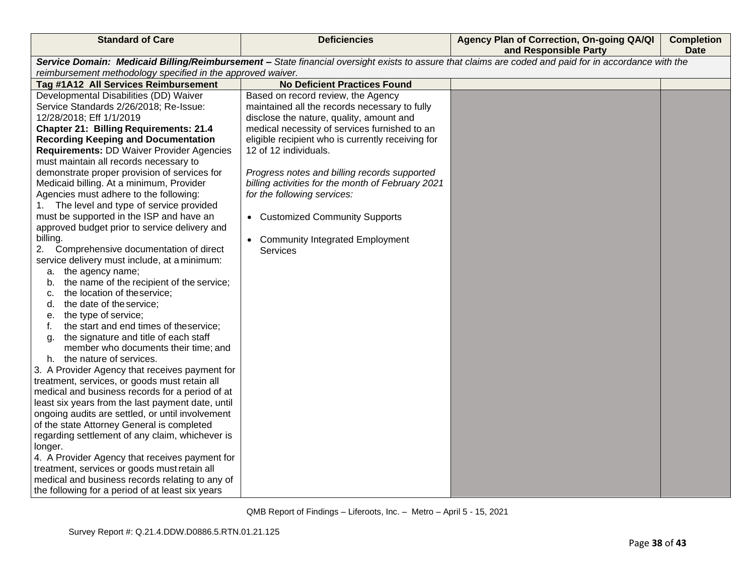| Standard of Care | Deficiencies | Agency Plan of Correction, On-going QA/QI and Responsible Party | Completion Date |
|---|---|---|---|
| ***Service Domain: Medicaid Billing/Reimbursement –*** *State financial oversight exists to assure that claims are coded and paid for in accordance with the reimbursement methodology specified in the approved waiver.* | | | |
| **Tag #1A12 All Services Reimbursement** | **No Deficient Practices Found** | | |
| Developmental Disabilities (DD) Waiver Service Standards 2/26/2018; Re-Issue: 12/28/2018; Eff 1/1/2019<br>**Chapter 21: Billing Requirements: 21.4 Recording Keeping and Documentation Requirements:** DD Waiver Provider Agencies must maintain all records necessary to demonstrate proper provision of services for Medicaid billing. At a minimum, Provider Agencies must adhere to the following:<br>1. The level and type of service provided must be supported in the ISP and have an approved budget prior to service delivery and billing.<br>2. Comprehensive documentation of direct service delivery must include, at a minimum:<br>a. the agency name;<br>b. the name of the recipient of the service;<br>c. the location of the service;<br>d. the date of the service;<br>e. the type of service;<br>f. the start and end times of the service;<br>g. the signature and title of each staff member who documents their time; and<br>h. the nature of services.<br>3. A Provider Agency that receives payment for treatment, services, or goods must retain all medical and business records for a period of at least six years from the last payment date, until ongoing audits are settled, or until involvement of the state Attorney General is completed regarding settlement of any claim, whichever is longer.<br>4. A Provider Agency that receives payment for treatment, services or goods must retain all medical and business records relating to any of the following for a period of at least six years | Based on record review, the Agency maintained all the records necessary to fully disclose the nature, quality, amount and medical necessity of services furnished to an eligible recipient who is currently receiving for 12 of 12 individuals.<br><br>*Progress notes and billing records supported billing activities for the month of February 2021 for the following services:*<br><br>• Customized Community Supports<br><br>• Community Integrated Employment Services | | |

QMB Report of Findings – Liferoots, Inc. – Metro – April 5 - 15, 2021

Survey Report #: Q.21.4.DDW.D0886.5.RTN.01.21.125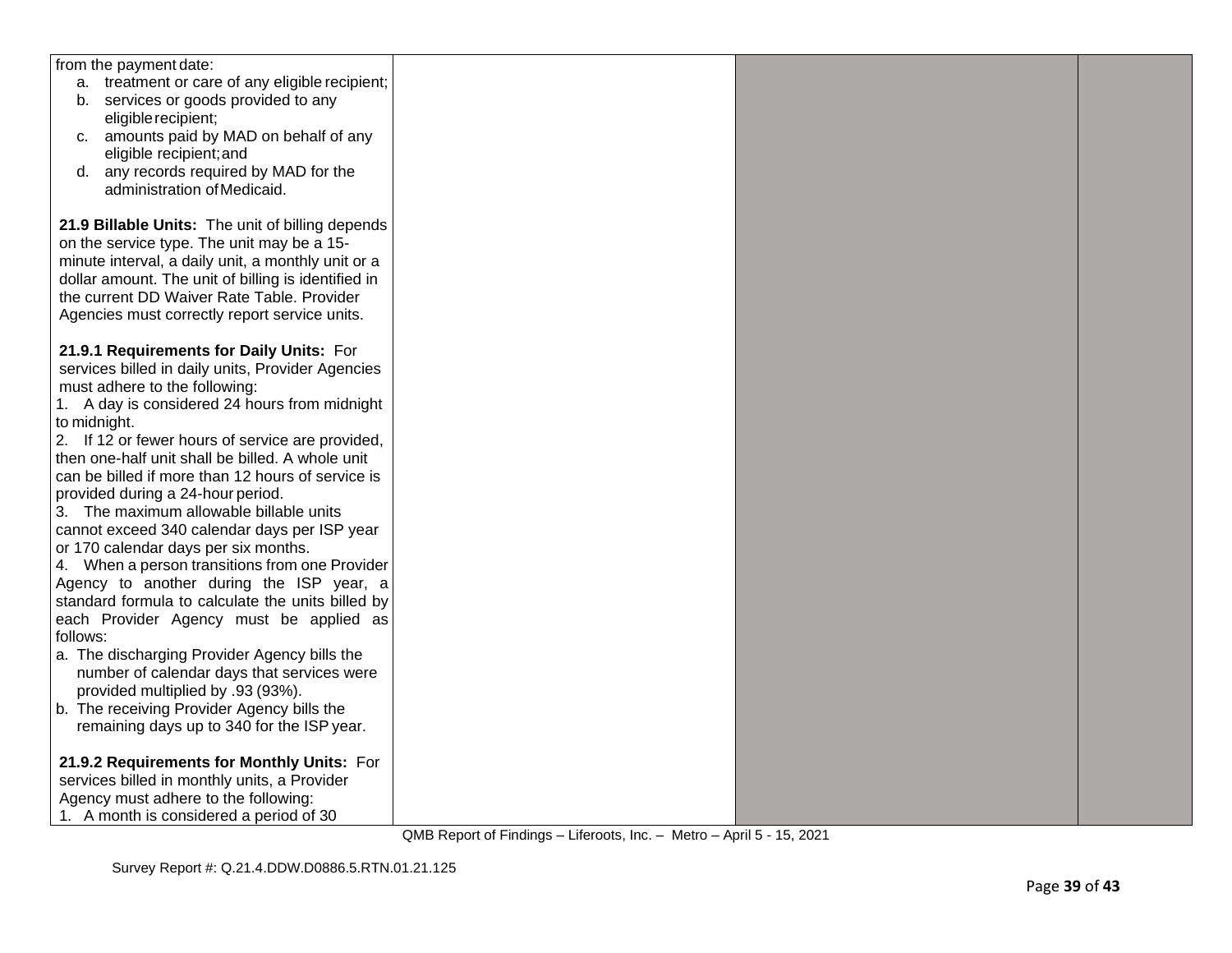| | | | |
|---|---|---|---|
| from the payment date:<br>a. treatment or care of any eligible recipient;<br>b. services or goods provided to any eligible recipient;<br>c. amounts paid by MAD on behalf of any eligible recipient; and<br>d. any records required by MAD for the administration of Medicaid.<br><br>**21.9 Billable Units:** The unit of billing depends on the service type. The unit may be a 15-minute interval, a daily unit, a monthly unit or a dollar amount. The unit of billing is identified in the current DD Waiver Rate Table. Provider Agencies must correctly report service units.<br><br>**21.9.1 Requirements for Daily Units:** For services billed in daily units, Provider Agencies must adhere to the following:<br>1. A day is considered 24 hours from midnight to midnight.<br>2. If 12 or fewer hours of service are provided, then one-half unit shall be billed. A whole unit can be billed if more than 12 hours of service is provided during a 24-hour period.<br>3. The maximum allowable billable units cannot exceed 340 calendar days per ISP year or 170 calendar days per six months.<br>4. When a person transitions from one Provider Agency to another during the ISP year, a standard formula to calculate the units billed by each Provider Agency must be applied as follows:<br>a. The discharging Provider Agency bills the number of calendar days that services were provided multiplied by .93 (93%).<br>b. The receiving Provider Agency bills the remaining days up to 340 for the ISP year.<br><br>**21.9.2 Requirements for Monthly Units:** For services billed in monthly units, a Provider Agency must adhere to the following:<br>1. A month is considered a period of 30 | | | |

QMB Report of Findings – Liferoots, Inc. – Metro – April 5 - 15, 2021

Survey Report #: Q.21.4.DDW.D0886.5.RTN.01.21.125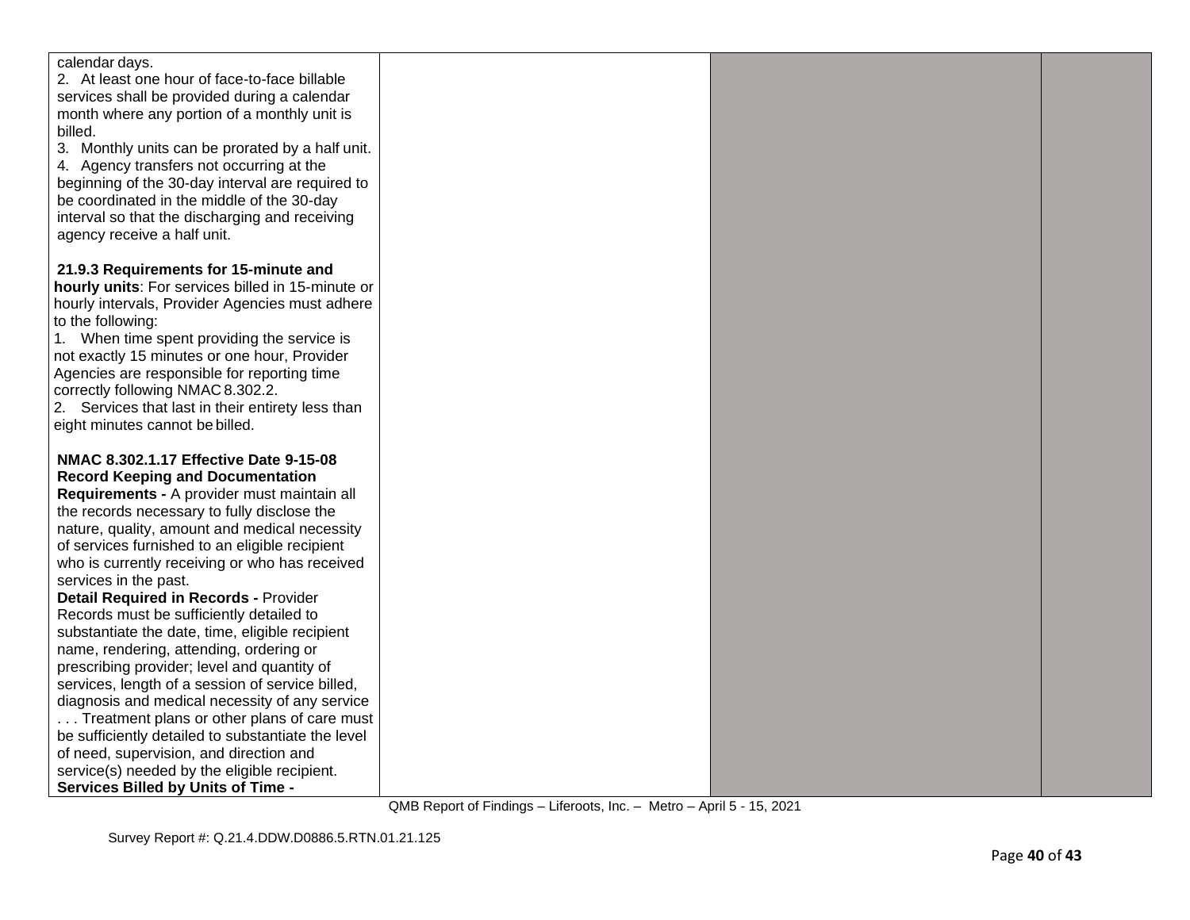| | | | |
|---|---|---|---|
| calendar days.<br>2. At least one hour of face-to-face billable services shall be provided during a calendar month where any portion of a monthly unit is billed.<br>3. Monthly units can be prorated by a half unit.<br>4. Agency transfers not occurring at the beginning of the 30-day interval are required to be coordinated in the middle of the 30-day interval so that the discharging and receiving agency receive a half unit.<br><br>**21.9.3 Requirements for 15-minute and hourly units**: For services billed in 15-minute or hourly intervals, Provider Agencies must adhere to the following:<br>1. When time spent providing the service is not exactly 15 minutes or one hour, Provider Agencies are responsible for reporting time correctly following NMAC 8.302.2.<br>2. Services that last in their entirety less than eight minutes cannot be billed.<br><br>**NMAC 8.302.1.17 Effective Date 9-15-08 Record Keeping and Documentation Requirements -** A provider must maintain all the records necessary to fully disclose the nature, quality, amount and medical necessity of services furnished to an eligible recipient who is currently receiving or who has received services in the past.<br>**Detail Required in Records -** Provider Records must be sufficiently detailed to substantiate the date, time, eligible recipient name, rendering, attending, ordering or prescribing provider; level and quantity of services, length of a session of service billed, diagnosis and medical necessity of any service . . . Treatment plans or other plans of care must be sufficiently detailed to substantiate the level of need, supervision, and direction and service(s) needed by the eligible recipient.<br>**Services Billed by Units of Time -** | | | |

QMB Report of Findings – Liferoots, Inc. – Metro – April 5 - 15, 2021

Survey Report #: Q.21.4.DDW.D0886.5.RTN.01.21.125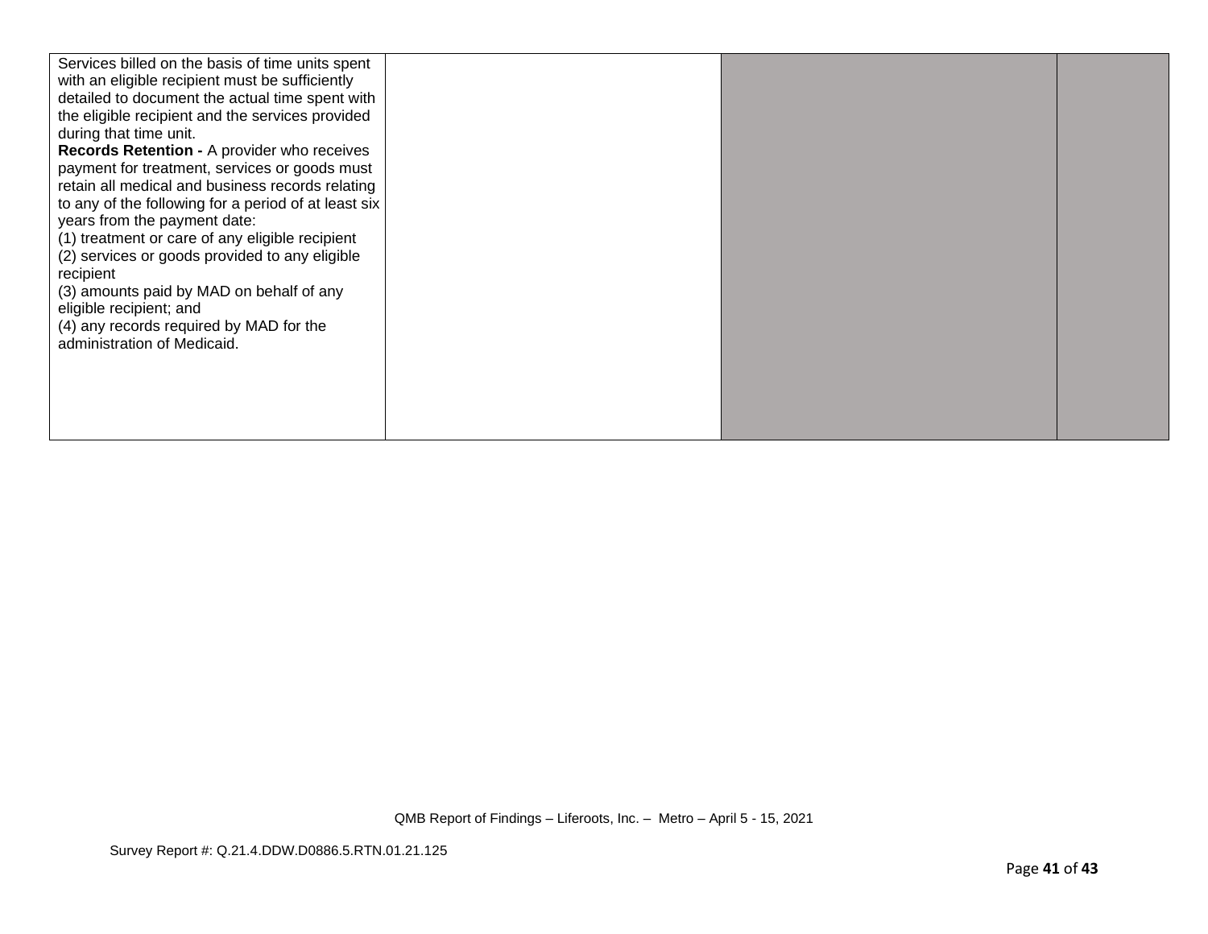| | | | |
|---|---|---|---|
| Services billed on the basis of time units spent with an eligible recipient must be sufficiently detailed to document the actual time spent with the eligible recipient and the services provided during that time unit.<br>**Records Retention -** A provider who receives payment for treatment, services or goods must retain all medical and business records relating to any of the following for a period of at least six years from the payment date:<br>(1) treatment or care of any eligible recipient<br>(2) services or goods provided to any eligible recipient<br>(3) amounts paid by MAD on behalf of any eligible recipient; and<br>(4) any records required by MAD for the administration of Medicaid. | | | |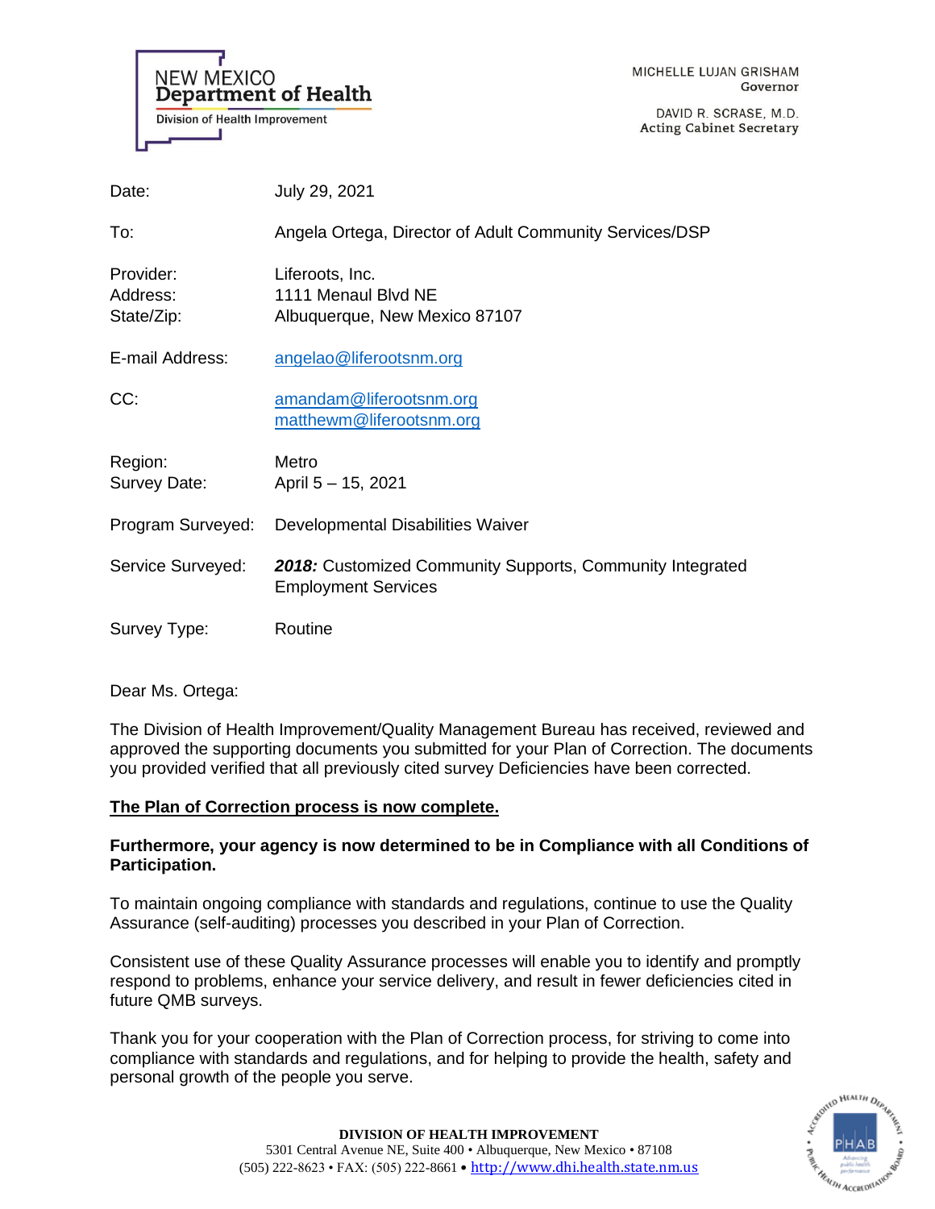NEW MEXICO
**Department of Health**
Division of Health Improvement

MICHELLE LUJAN GRISHAM
Governor

DAVID R. SCRASE, M.D.
Acting Cabinet Secretary

| | |
|---|---|
| Date: | July 29, 2021 |
| To: | Angela Ortega, Director of Adult Community Services/DSP |
| Provider: | Liferoots, Inc. |
| Address: | 1111 Menaul Blvd NE |
| State/Zip: | Albuquerque, New Mexico 87107 |
| E-mail Address: | angelao@liferootsnm.org |
| CC: | amandam@liferootsnm.org<br>matthewm@liferootsnm.org |
| Region: | Metro |
| Survey Date: | April 5 – 15, 2021 |
| Program Surveyed: | Developmental Disabilities Waiver |
| Service Surveyed: | ***2018:*** Customized Community Supports, Community Integrated Employment Services |
| Survey Type: | Routine |

Dear Ms. Ortega:

The Division of Health Improvement/Quality Management Bureau has received, reviewed and approved the supporting documents you submitted for your Plan of Correction. The documents you provided verified that all previously cited survey Deficiencies have been corrected.

**The Plan of Correction process is now complete.**

**Furthermore, your agency is now determined to be in Compliance with all Conditions of Participation.**

To maintain ongoing compliance with standards and regulations, continue to use the Quality Assurance (self-auditing) processes you described in your Plan of Correction.

Consistent use of these Quality Assurance processes will enable you to identify and promptly respond to problems, enhance your service delivery, and result in fewer deficiencies cited in future QMB surveys.

Thank you for your cooperation with the Plan of Correction process, for striving to come into compliance with standards and regulations, and for helping to provide the health, safety and personal growth of the people you serve.

**DIVISION OF HEALTH IMPROVEMENT**
5301 Central Avenue NE, Suite 400 • Albuquerque, New Mexico • 87108
(505) 222-8623 • FAX: (505) 222-8661 • http://www.dhi.health.state.nm.us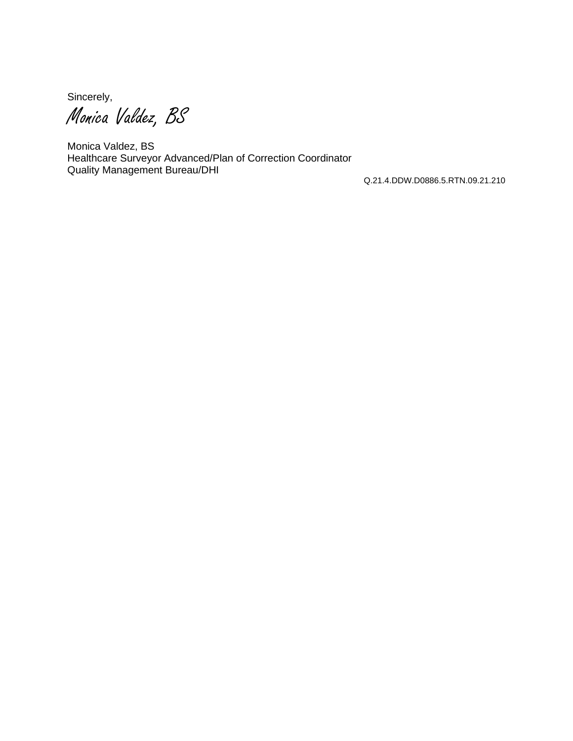Sincerely,

*Monica Valdez, BS*

Monica Valdez, BS
Healthcare Surveyor Advanced/Plan of Correction Coordinator
Quality Management Bureau/DHI

Q.21.4.DDW.D0886.5.RTN.09.21.210